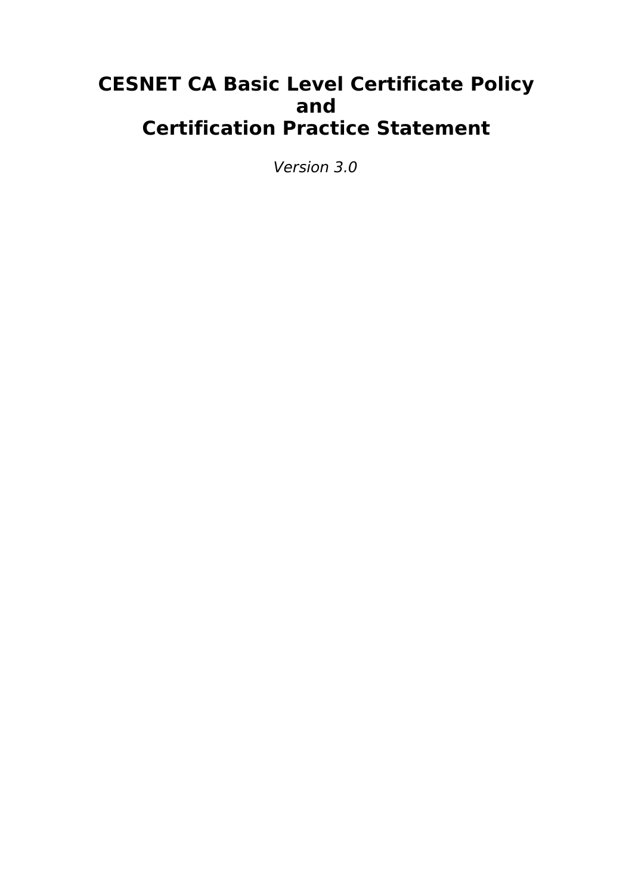# CESNET CA Basic Level Certificate Policy and Certification Practice Statement

*Version 3.0*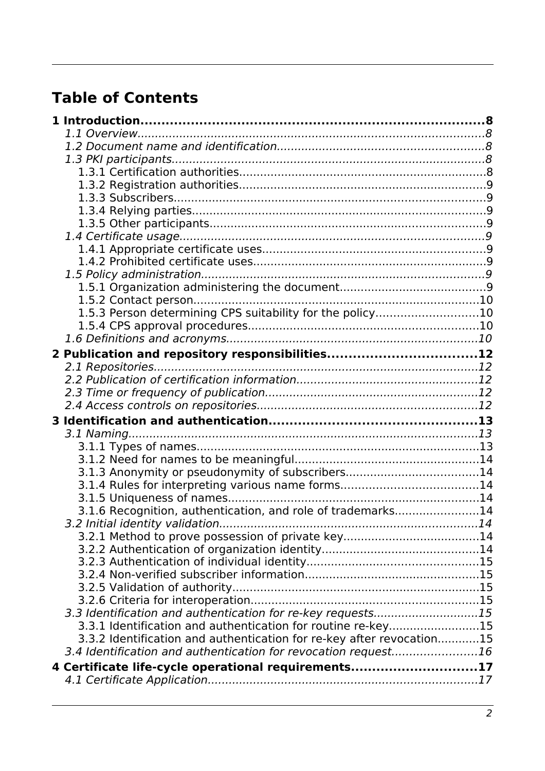# Table of Contents

**1 Introduction......................................................................................8**

*1.1 Overview.........................................................................................8*

*1.2 Document name and identification...........................................................8*

*1.3 PKI participants..................................................................................8*

1.3.1 Certification authorities......................................................................8

1.3.2 Registration authorities......................................................................9

1.3.3 Subscribers.....................................................................................9

1.3.4 Relying parties.................................................................................9

1.3.5 Other participants.............................................................................9

*1.4 Certificate usage.................................................................................9*

1.4.1 Appropriate certificate uses.................................................................9

1.4.2 Prohibited certificate uses...................................................................9

*1.5 Policy administration............................................................................9*

1.5.1 Organization administering the document..............................................9

1.5.2 Contact person.................................................................................10

1.5.3 Person determining CPS suitability for the policy....................................10

1.5.4 CPS approval procedures....................................................................10

*1.6 Definitions and acronyms.....................................................................10*

**2 Publication and repository responsibilities..................................12**

*2.1 Repositories.......................................................................................12*

*2.2 Publication of certification information.....................................................12*

*2.3 Time or frequency of publication............................................................12*

*2.4 Access controls on repositories..............................................................12*

**3 Identification and authentication.................................................13**

*3.1 Naming.............................................................................................13*

3.1.1 Types of names...............................................................................13

3.1.2 Need for names to be meaningful.........................................................14

3.1.3 Anonymity or pseudonymity of subscribers.............................................14

3.1.4 Rules for interpreting various name forms..............................................14

3.1.5 Uniqueness of names.........................................................................14

3.1.6 Recognition, authentication, and role of trademarks.................................14

*3.2 Initial identity validation.......................................................................14*

3.2.1 Method to prove possession of private key.............................................14

3.2.2 Authentication of organization identity..................................................14

3.2.3 Authentication of individual identity......................................................15

3.2.4 Non-verified subscriber information......................................................15

3.2.5 Validation of authority........................................................................15

3.2.6 Criteria for interoperation....................................................................15

*3.3 Identification and authentication for re-key requests...................................15*

3.3.1 Identification and authentication for routine re-key...................................15

3.3.2 Identification and authentication for re-key after revocation.......................15

*3.4 Identification and authentication for revocation request...............................16*

**4 Certificate life-cycle operational requirements.............................17**

*4.1 Certificate Application..........................................................................17*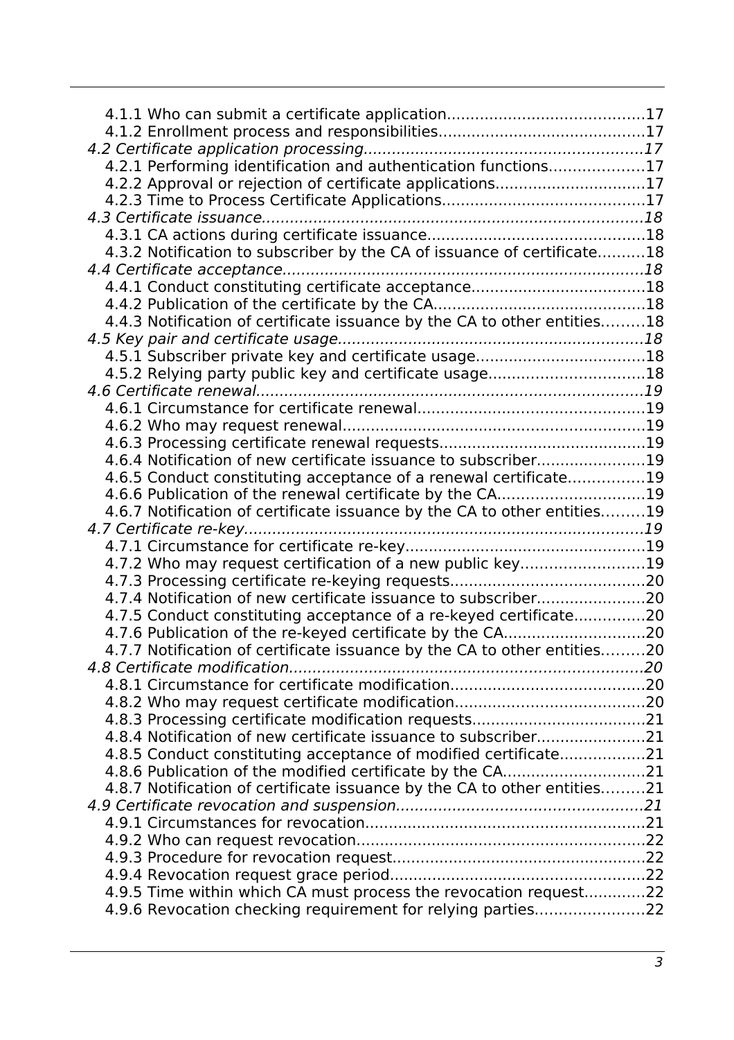4.1.1 Who can submit a certificate application..........................................17
4.1.2 Enrollment process and responsibilities...........................................17
*4.2 Certificate application processing..........................................................17*
4.2.1 Performing identification and authentication functions...................17
4.2.2 Approval or rejection of certificate applications...............................17
4.2.3 Time to Process Certificate Applications..........................................17
*4.3 Certificate issuance................................................................................18*
4.3.1 CA actions during certificate issuance.............................................18
4.3.2 Notification to subscriber by the CA of issuance of certificate..........18
*4.4 Certificate acceptance............................................................................18*
4.4.1 Conduct constituting certificate acceptance....................................18
4.4.2 Publication of the certificate by the CA............................................18
4.4.3 Notification of certificate issuance by the CA to other entities.........18
*4.5 Key pair and certificate usage...............................................................18*
4.5.1 Subscriber private key and certificate usage...................................18
4.5.2 Relying party public key and certificate usage.................................18
*4.6 Certificate renewal.................................................................................19*
4.6.1 Circumstance for certificate renewal...............................................19
4.6.2 Who may request renewal...............................................................19
4.6.3 Processing certificate renewal requests...........................................19
4.6.4 Notification of new certificate issuance to subscriber.......................19
4.6.5 Conduct constituting acceptance of a renewal certificate................19
4.6.6 Publication of the renewal certificate by the CA...............................19
4.6.7 Notification of certificate issuance by the CA to other entities.........19
*4.7 Certificate re-key....................................................................................19*
4.7.1 Circumstance for certificate re-key..................................................19
4.7.2 Who may request certification of a new public key.........................19
4.7.3 Processing certificate re-keying requests.........................................20
4.7.4 Notification of new certificate issuance to subscriber.......................20
4.7.5 Conduct constituting acceptance of a re-keyed certificate...............20
4.7.6 Publication of the re-keyed certificate by the CA.............................20
4.7.7 Notification of certificate issuance by the CA to other entities.........20
*4.8 Certificate modification..........................................................................20*
4.8.1 Circumstance for certificate modification.........................................20
4.8.2 Who may request certificate modification........................................20
4.8.3 Processing certificate modification requests....................................21
4.8.4 Notification of new certificate issuance to subscriber.......................21
4.8.5 Conduct constituting acceptance of modified certificate..................21
4.8.6 Publication of the modified certificate by the CA..............................21
4.8.7 Notification of certificate issuance by the CA to other entities.........21
*4.9 Certificate revocation and suspension....................................................21*
4.9.1 Circumstances for revocation...........................................................21
4.9.2 Who can request revocation.............................................................22
4.9.3 Procedure for revocation request.....................................................22
4.9.4 Revocation request grace period......................................................22
4.9.5 Time within which CA must process the revocation request.............22
4.9.6 Revocation checking requirement for relying parties.......................22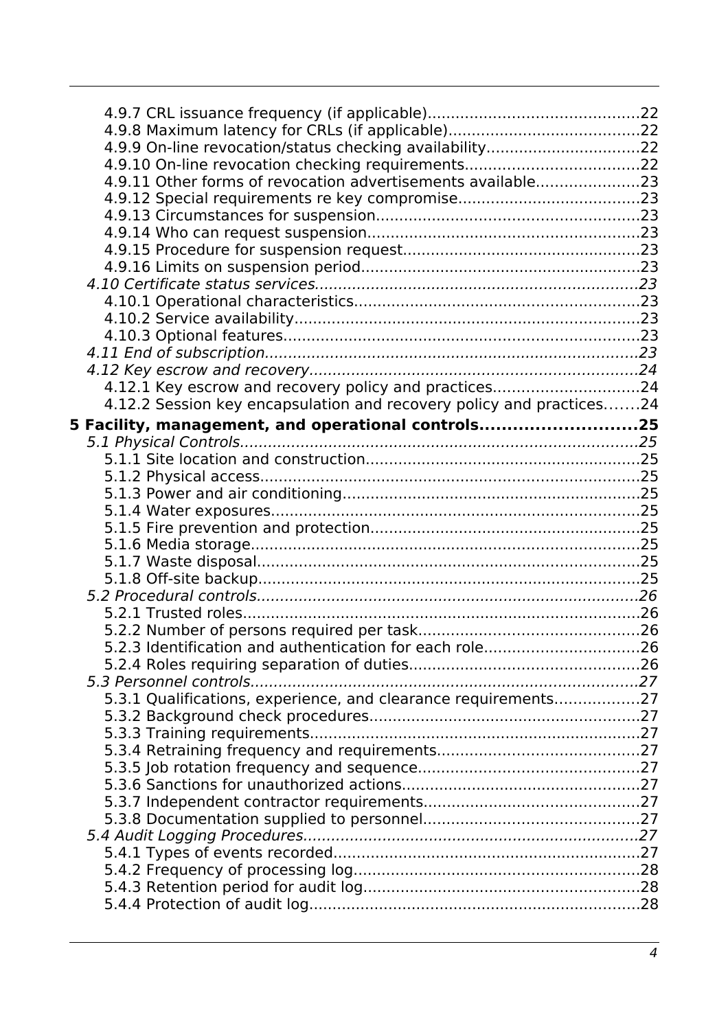4.9.7 CRL issuance frequency (if applicable)....22
4.9.8 Maximum latency for CRLs (if applicable)....22
4.9.9 On-line revocation/status checking availability....22
4.9.10 On-line revocation checking requirements....22
4.9.11 Other forms of revocation advertisements available....23
4.9.12 Special requirements re key compromise....23
4.9.13 Circumstances for suspension....23
4.9.14 Who can request suspension....23
4.9.15 Procedure for suspension request....23
4.9.16 Limits on suspension period....23

*4.10 Certificate status services....23*

4.10.1 Operational characteristics....23
4.10.2 Service availability....23
4.10.3 Optional features....23

*4.11 End of subscription....23*

*4.12 Key escrow and recovery....24*

4.12.1 Key escrow and recovery policy and practices....24
4.12.2 Session key encapsulation and recovery policy and practices....24

**5 Facility, management, and operational controls....25**

*5.1 Physical Controls....25*

5.1.1 Site location and construction....25
5.1.2 Physical access....25
5.1.3 Power and air conditioning....25
5.1.4 Water exposures....25
5.1.5 Fire prevention and protection....25
5.1.6 Media storage....25
5.1.7 Waste disposal....25
5.1.8 Off-site backup....25

*5.2 Procedural controls....26*

5.2.1 Trusted roles....26
5.2.2 Number of persons required per task....26
5.2.3 Identification and authentication for each role....26
5.2.4 Roles requiring separation of duties....26

*5.3 Personnel controls....27*

5.3.1 Qualifications, experience, and clearance requirements....27
5.3.2 Background check procedures....27
5.3.3 Training requirements....27
5.3.4 Retraining frequency and requirements....27
5.3.5 Job rotation frequency and sequence....27
5.3.6 Sanctions for unauthorized actions....27
5.3.7 Independent contractor requirements....27
5.3.8 Documentation supplied to personnel....27

*5.4 Audit Logging Procedures....27*

5.4.1 Types of events recorded....27
5.4.2 Frequency of processing log....28
5.4.3 Retention period for audit log....28
5.4.4 Protection of audit log....28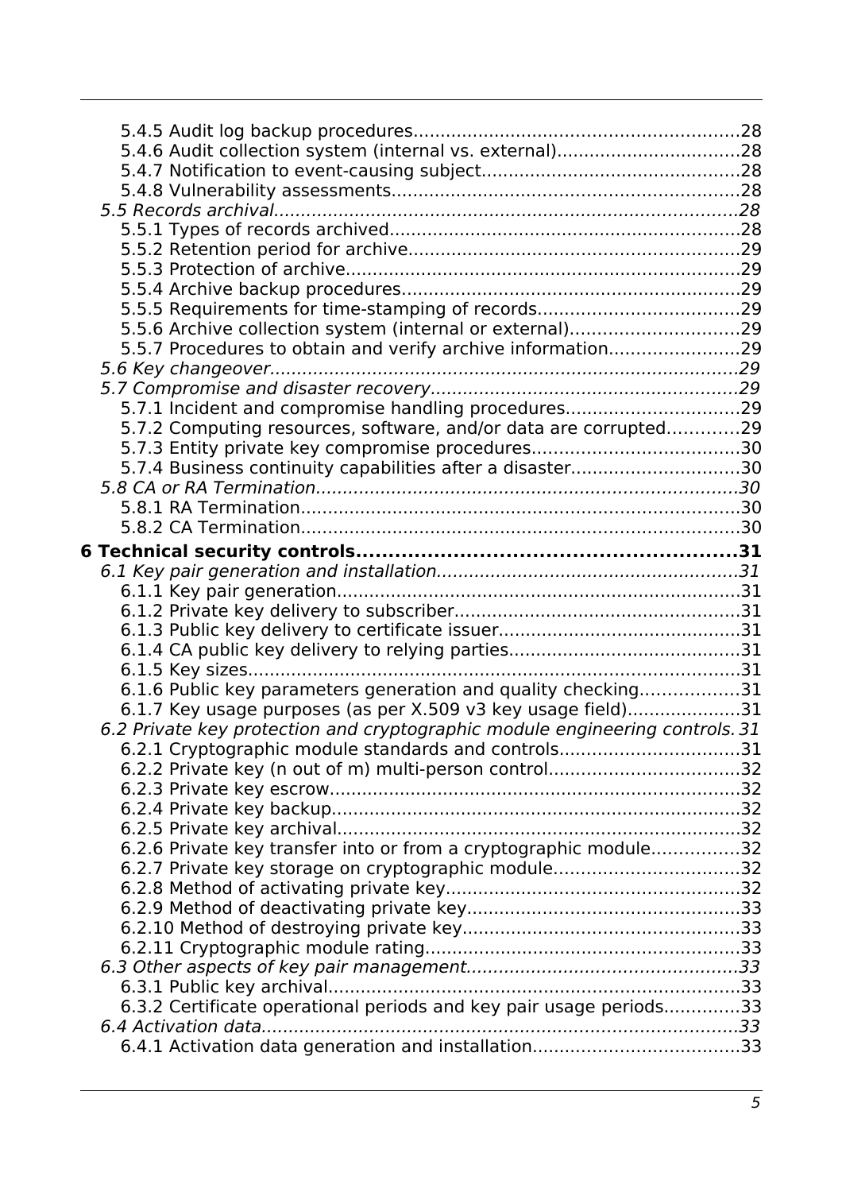5.4.5 Audit log backup procedures............................................................28
5.4.6 Audit collection system (internal vs. external).................................28
5.4.7 Notification to event-causing subject................................................28
5.4.8 Vulnerability assessments..................................................................28
*5.5 Records archival.......................................................................................28*
5.5.1 Types of records archived...................................................................28
5.5.2 Retention period for archive................................................................29
5.5.3 Protection of archive...........................................................................29
5.5.4 Archive backup procedures.................................................................29
5.5.5 Requirements for time-stamping of records.......................................29
5.5.6 Archive collection system (internal or external)................................29
5.5.7 Procedures to obtain and verify archive information.........................29
*5.6 Key changeover.........................................................................................29*
*5.7 Compromise and disaster recovery..........................................................29*
5.7.1 Incident and compromise handling procedures.................................29
5.7.2 Computing resources, software, and/or data are corrupted.............29
5.7.3 Entity private key compromise procedures.......................................30
5.7.4 Business continuity capabilities after a disaster................................30
*5.8 CA or RA Termination...............................................................................30*
5.8.1 RA Termination...................................................................................30
5.8.2 CA Termination...................................................................................30

**6 Technical security controls..........................................................31**
*6.1 Key pair generation and installation........................................................31*
6.1.1 Key pair generation............................................................................31
6.1.2 Private key delivery to subscriber......................................................31
6.1.3 Public key delivery to certificate issuer..............................................31
6.1.4 CA public key delivery to relying parties............................................31
6.1.5 Key sizes.............................................................................................31
6.1.6 Public key parameters generation and quality checking...................31
6.1.7 Key usage purposes (as per X.509 v3 key usage field).....................31
*6.2 Private key protection and cryptographic module engineering controls. 31*
6.2.1 Cryptographic module standards and controls..................................31
6.2.2 Private key (n out of m) multi-person control....................................32
6.2.3 Private key escrow..............................................................................32
6.2.4 Private key backup..............................................................................32
6.2.5 Private key archival.............................................................................32
6.2.6 Private key transfer into or from a cryptographic module.................32
6.2.7 Private key storage on cryptographic module...................................32
6.2.8 Method of activating private key........................................................32
6.2.9 Method of deactivating private key....................................................33
6.2.10 Method of destroying private key.....................................................33
6.2.11 Cryptographic module rating............................................................33
*6.3 Other aspects of key pair management....................................................33*
6.3.1 Public key archival..............................................................................33
6.3.2 Certificate operational periods and key pair usage periods..............33
*6.4 Activation data..........................................................................................33*
6.4.1 Activation data generation and installation.......................................33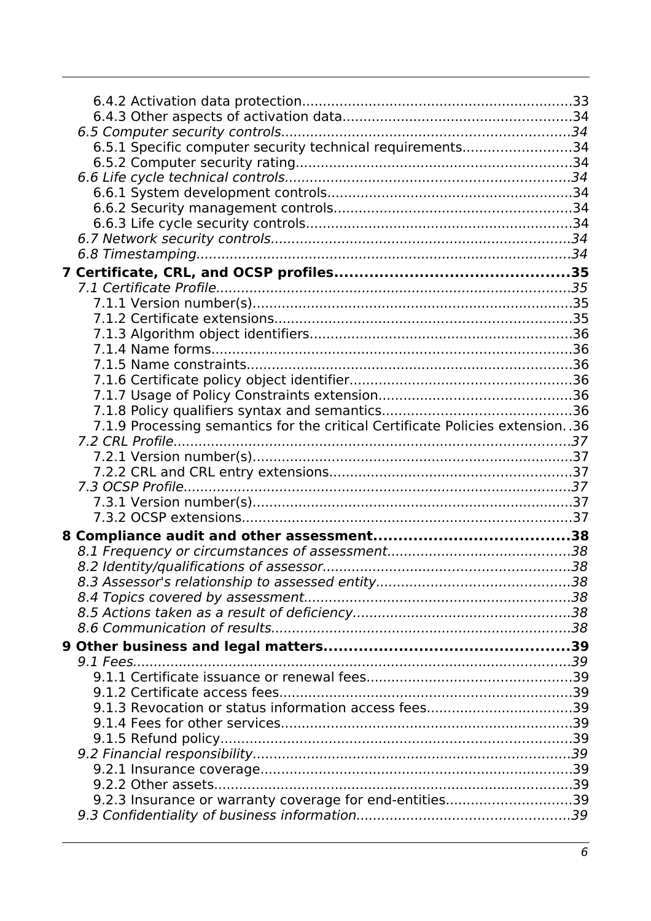6.4.2 Activation data protection....................................................................33
6.4.3 Other aspects of activation data..........................................................34
*6.5 Computer security controls.....................................................................34*
6.5.1 Specific computer security technical requirements...........................34
6.5.2 Computer security rating...................................................................34
*6.6 Life cycle technical controls....................................................................34*
6.6.1 System development controls............................................................34
6.6.2 Security management controls...........................................................34
6.6.3 Life cycle security controls..................................................................34
*6.7 Network security controls........................................................................34*
*6.8 Timestamping..........................................................................................34*

**7 Certificate, CRL, and OCSP profiles...............................................35**
*7.1 Certificate Profile.....................................................................................35*
7.1.1 Version number(s)..............................................................................35
7.1.2 Certificate extensions.........................................................................35
7.1.3 Algorithm object identifiers................................................................36
7.1.4 Name forms........................................................................................36
7.1.5 Name constraints................................................................................36
7.1.6 Certificate policy object identifier.......................................................36
7.1.7 Usage of Policy Constraints extension...............................................36
7.1.8 Policy qualifiers syntax and semantics...............................................36
7.1.9 Processing semantics for the critical Certificate Policies extension..36
*7.2 CRL Profile...............................................................................................37*
7.2.1 Version number(s)..............................................................................37
7.2.2 CRL and CRL entry extensions...........................................................37
*7.3 OCSP Profile.............................................................................................37*
7.3.1 Version number(s)..............................................................................37
7.3.2 OCSP extensions.................................................................................37

**8 Compliance audit and other assessment.......................................38**
*8.1 Frequency or circumstances of assessment............................................38*
*8.2 Identity/qualifications of assessor............................................................38*
*8.3 Assessor's relationship to assessed entity................................................38*
*8.4 Topics covered by assessment.................................................................38*
*8.5 Actions taken as a result of deficiency.....................................................38*
*8.6 Communication of results.........................................................................38*

**9 Other business and legal matters.................................................39**
*9.1 Fees..........................................................................................................39*
9.1.1 Certificate issuance or renewal fees...................................................39
9.1.2 Certificate access fees........................................................................39
9.1.3 Revocation or status information access fees....................................39
9.1.4 Fees for other services.......................................................................39
9.1.5 Refund policy......................................................................................39
*9.2 Financial responsibility.............................................................................39*
9.2.1 Insurance coverage............................................................................39
9.2.2 Other assets.......................................................................................39
9.2.3 Insurance or warranty coverage for end-entities...............................39
*9.3 Confidentiality of business information....................................................39*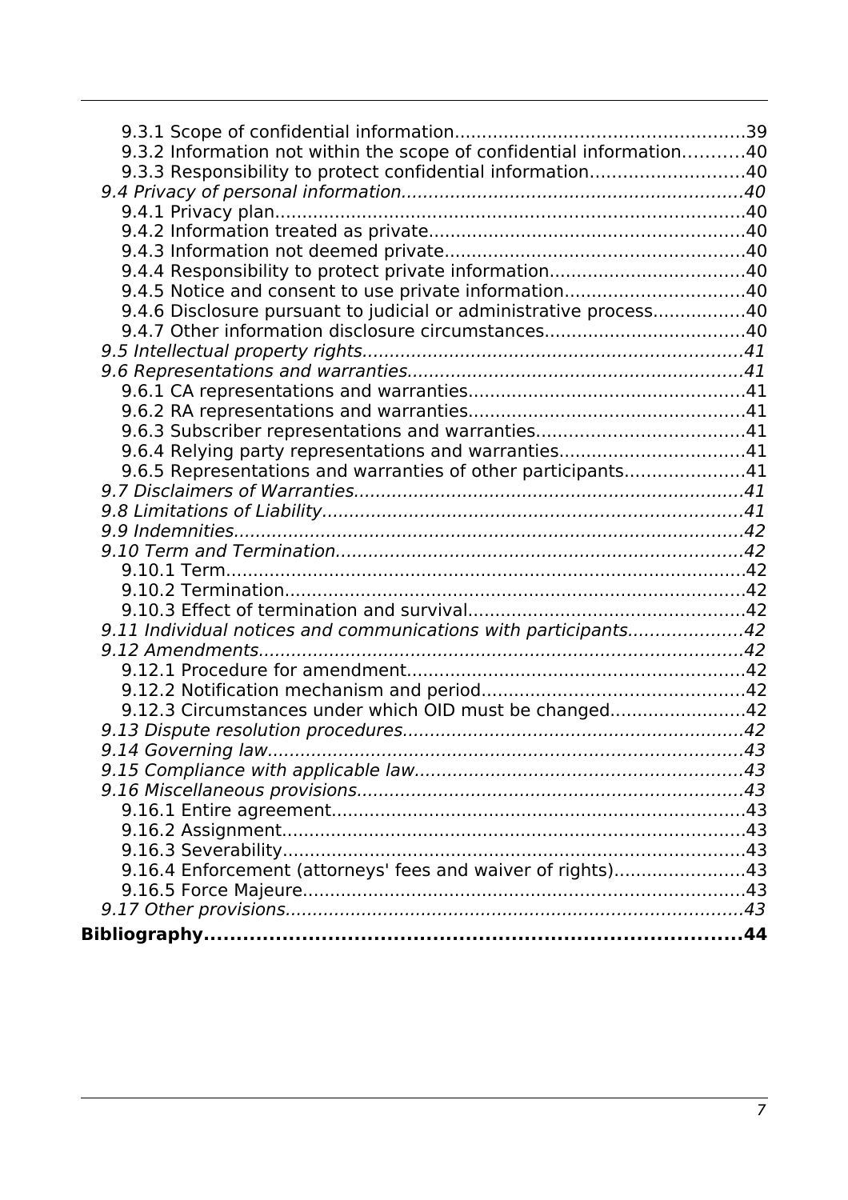9.3.1 Scope of confidential information....................................................39
9.3.2 Information not within the scope of confidential information...........40
9.3.3 Responsibility to protect confidential information............................40

*9.4 Privacy of personal information..............................................................40*

9.4.1 Privacy plan.....................................................................................40
9.4.2 Information treated as private.........................................................40
9.4.3 Information not deemed private......................................................40
9.4.4 Responsibility to protect private information...................................40
9.4.5 Notice and consent to use private information.................................40
9.4.6 Disclosure pursuant to judicial or administrative process................40
9.4.7 Other information disclosure circumstances....................................40

*9.5 Intellectual property rights.....................................................................41*

*9.6 Representations and warranties.............................................................41*

9.6.1 CA representations and warranties..................................................41
9.6.2 RA representations and warranties..................................................41
9.6.3 Subscriber representations and warranties......................................41
9.6.4 Relying party representations and warranties..................................41
9.6.5 Representations and warranties of other participants......................41

*9.7 Disclaimers of Warranties.......................................................................41*

*9.8 Limitations of Liability............................................................................41*

*9.9 Indemnities.............................................................................................42*

*9.10 Term and Termination..........................................................................42*

9.10.1 Term...............................................................................................42
9.10.2 Termination....................................................................................42
9.10.3 Effect of termination and survival..................................................42

*9.11 Individual notices and communications with participants....................42*

*9.12 Amendments........................................................................................42*

9.12.1 Procedure for amendment.............................................................42
9.12.2 Notification mechanism and period................................................42
9.12.3 Circumstances under which OID must be changed........................42

*9.13 Dispute resolution procedures..............................................................42*

*9.14 Governing law......................................................................................43*

*9.15 Compliance with applicable law...........................................................43*

*9.16 Miscellaneous provisions......................................................................43*

9.16.1 Entire agreement...........................................................................43
9.16.2 Assignment....................................................................................43
9.16.3 Severability....................................................................................43
9.16.4 Enforcement (attorneys' fees and waiver of rights)........................43
9.16.5 Force Majeure................................................................................43

*9.17 Other provisions...................................................................................43*

**Bibliography...............................................................................44**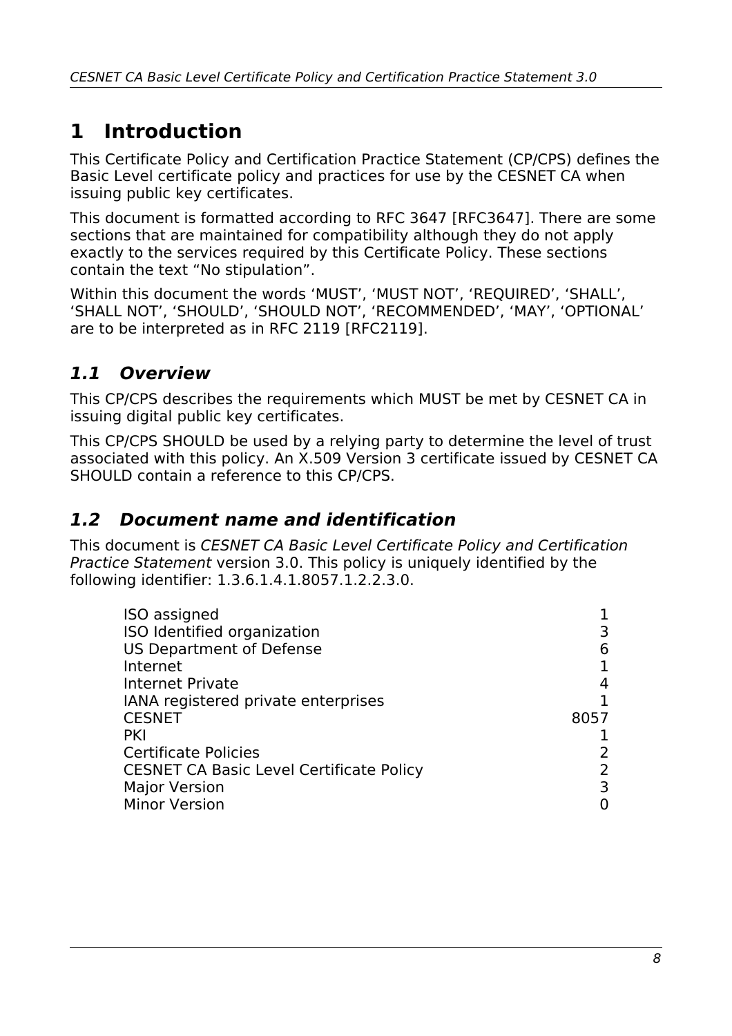# 1 Introduction

This Certificate Policy and Certification Practice Statement (CP/CPS) defines the Basic Level certificate policy and practices for use by the CESNET CA when issuing public key certificates.

This document is formatted according to RFC 3647 [RFC3647]. There are some sections that are maintained for compatibility although they do not apply exactly to the services required by this Certificate Policy. These sections contain the text “No stipulation”.

Within this document the words ‘MUST’, ‘MUST NOT’, ‘REQUIRED’, ‘SHALL’, ‘SHALL NOT’, ‘SHOULD’, ‘SHOULD NOT’, ‘RECOMMENDED’, ‘MAY’, ‘OPTIONAL’ are to be interpreted as in RFC 2119 [RFC2119].

## *1.1 Overview*

This CP/CPS describes the requirements which MUST be met by CESNET CA in issuing digital public key certificates.

This CP/CPS SHOULD be used by a relying party to determine the level of trust associated with this policy. An X.509 Version 3 certificate issued by CESNET CA SHOULD contain a reference to this CP/CPS.

## *1.2 Document name and identification*

This document is *CESNET CA Basic Level Certificate Policy and Certification Practice Statement* version 3.0. This policy is uniquely identified by the following identifier: 1.3.6.1.4.1.8057.1.2.2.3.0.

| | |
|---|---|
| ISO assigned | 1 |
| ISO Identified organization | 3 |
| US Department of Defense | 6 |
| Internet | 1 |
| Internet Private | 4 |
| IANA registered private enterprises | 1 |
| CESNET | 8057 |
| PKI | 1 |
| Certificate Policies | 2 |
| CESNET CA Basic Level Certificate Policy | 2 |
| Major Version | 3 |
| Minor Version | 0 |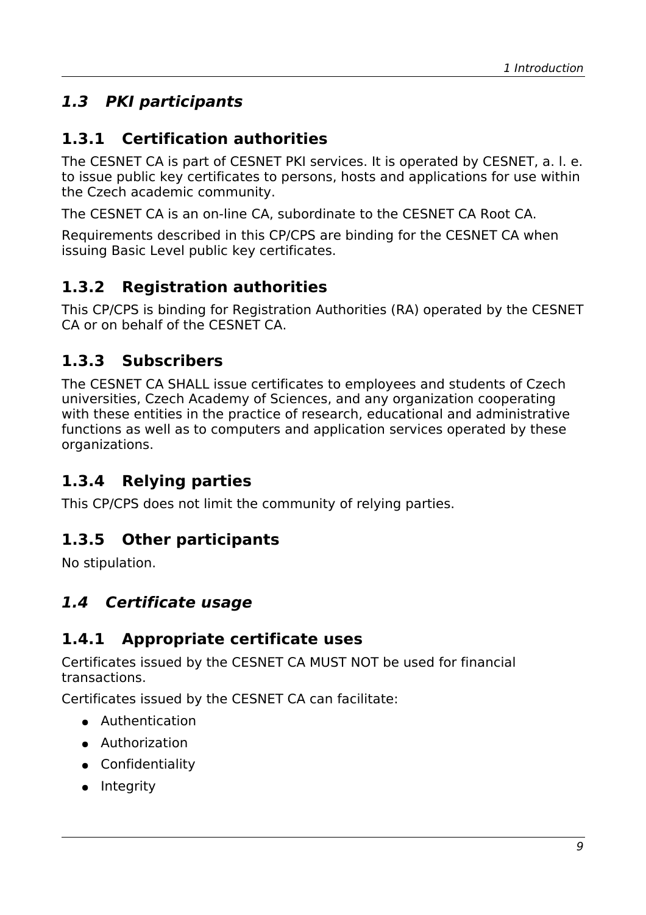## *1.3 PKI participants*

### 1.3.1 Certification authorities

The CESNET CA is part of CESNET PKI services. It is operated by CESNET, a. l. e. to issue public key certificates to persons, hosts and applications for use within the Czech academic community.

The CESNET CA is an on-line CA, subordinate to the CESNET CA Root CA.

Requirements described in this CP/CPS are binding for the CESNET CA when issuing Basic Level public key certificates.

### 1.3.2 Registration authorities

This CP/CPS is binding for Registration Authorities (RA) operated by the CESNET CA or on behalf of the CESNET CA.

### 1.3.3 Subscribers

The CESNET CA SHALL issue certificates to employees and students of Czech universities, Czech Academy of Sciences, and any organization cooperating with these entities in the practice of research, educational and administrative functions as well as to computers and application services operated by these organizations.

### 1.3.4 Relying parties

This CP/CPS does not limit the community of relying parties.

### 1.3.5 Other participants

No stipulation.

## *1.4 Certificate usage*

### 1.4.1 Appropriate certificate uses

Certificates issued by the CESNET CA MUST NOT be used for financial transactions.

Certificates issued by the CESNET CA can facilitate:

- Authentication
- Authorization
- Confidentiality
- Integrity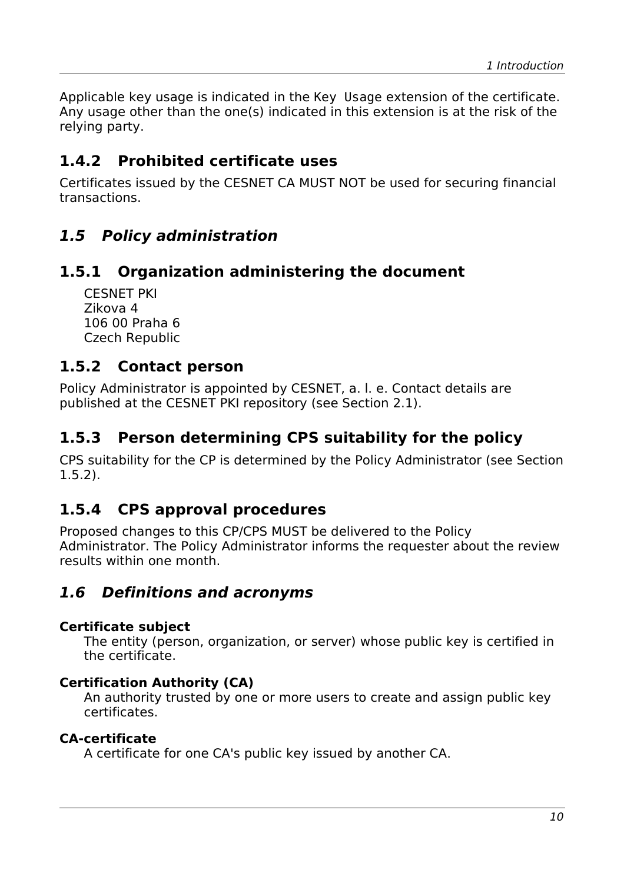Applicable key usage is indicated in the Key Usage extension of the certificate. Any usage other than the one(s) indicated in this extension is at the risk of the relying party.

### 1.4.2 Prohibited certificate uses

Certificates issued by the CESNET CA MUST NOT be used for securing financial transactions.

## *1.5 Policy administration*

### 1.5.1 Organization administering the document

CESNET PKI  
Zikova 4  
106 00 Praha 6  
Czech Republic

### 1.5.2 Contact person

Policy Administrator is appointed by CESNET, a. l. e. Contact details are published at the CESNET PKI repository (see Section 2.1).

### 1.5.3 Person determining CPS suitability for the policy

CPS suitability for the CP is determined by the Policy Administrator (see Section 1.5.2).

### 1.5.4 CPS approval procedures

Proposed changes to this CP/CPS MUST be delivered to the Policy Administrator. The Policy Administrator informs the requester about the review results within one month.

## *1.6 Definitions and acronyms*

**Certificate subject**  
The entity (person, organization, or server) whose public key is certified in the certificate.

**Certification Authority (CA)**  
An authority trusted by one or more users to create and assign public key certificates.

**CA-certificate**  
A certificate for one CA's public key issued by another CA.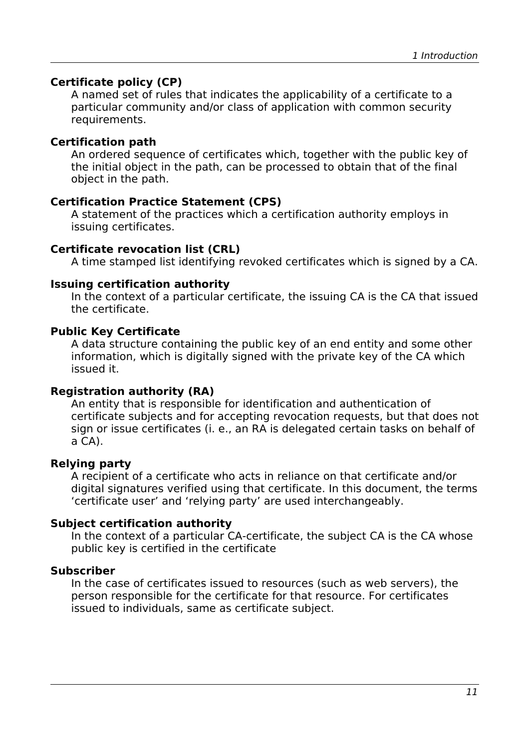**Certificate policy (CP)**
A named set of rules that indicates the applicability of a certificate to a particular community and/or class of application with common security requirements.

**Certification path**
An ordered sequence of certificates which, together with the public key of the initial object in the path, can be processed to obtain that of the final object in the path.

**Certification Practice Statement (CPS)**
A statement of the practices which a certification authority employs in issuing certificates.

**Certificate revocation list (CRL)**
A time stamped list identifying revoked certificates which is signed by a CA.

**Issuing certification authority**
In the context of a particular certificate, the issuing CA is the CA that issued the certificate.

**Public Key Certificate**
A data structure containing the public key of an end entity and some other information, which is digitally signed with the private key of the CA which issued it.

**Registration authority (RA)**
An entity that is responsible for identification and authentication of certificate subjects and for accepting revocation requests, but that does not sign or issue certificates (i. e., an RA is delegated certain tasks on behalf of a CA).

**Relying party**
A recipient of a certificate who acts in reliance on that certificate and/or digital signatures verified using that certificate. In this document, the terms ‘certificate user’ and ‘relying party’ are used interchangeably.

**Subject certification authority**
In the context of a particular CA-certificate, the subject CA is the CA whose public key is certified in the certificate

**Subscriber**
In the case of certificates issued to resources (such as web servers), the person responsible for the certificate for that resource. For certificates issued to individuals, same as certificate subject.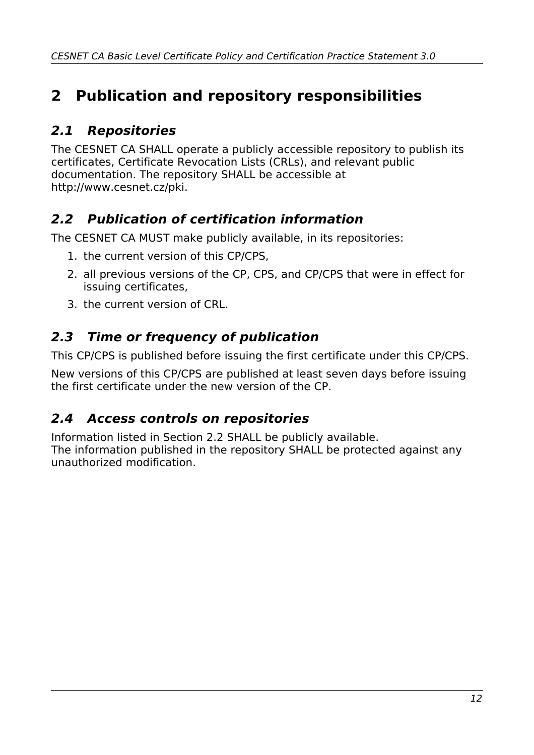# 2 Publication and repository responsibilities

## *2.1 Repositories*

The CESNET CA SHALL operate a publicly accessible repository to publish its certificates, Certificate Revocation Lists (CRLs), and relevant public documentation. The repository SHALL be accessible at http://www.cesnet.cz/pki.

## *2.2 Publication of certification information*

The CESNET CA MUST make publicly available, in its repositories:

1. the current version of this CP/CPS,
2. all previous versions of the CP, CPS, and CP/CPS that were in effect for issuing certificates,
3. the current version of CRL.

## *2.3 Time or frequency of publication*

This CP/CPS is published before issuing the first certificate under this CP/CPS.

New versions of this CP/CPS are published at least seven days before issuing the first certificate under the new version of the CP.

## *2.4 Access controls on repositories*

Information listed in Section 2.2 SHALL be publicly available.
The information published in the repository SHALL be protected against any unauthorized modification.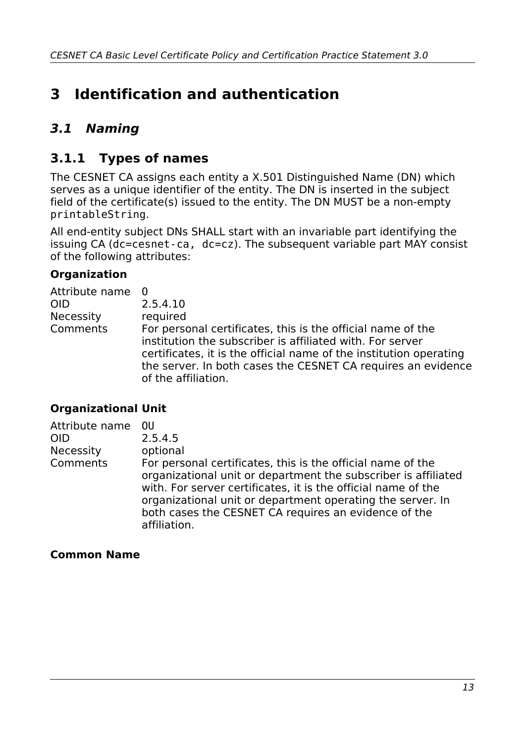# 3 Identification and authentication

## 3.1 Naming

### 3.1.1 Types of names

The CESNET CA assigns each entity a X.501 Distinguished Name (DN) which serves as a unique identifier of the entity. The DN is inserted in the subject field of the certificate(s) issued to the entity. The DN MUST be a non-empty `printableString`.

All end-entity subject DNs SHALL start with an invariable part identifying the issuing CA (`dc=cesnet-ca, dc=cz`). The subsequent variable part MAY consist of the following attributes:

**Organization**

| | |
|---|---|
| Attribute name | `O` |
| OID | 2.5.4.10 |
| Necessity | required |
| Comments | For personal certificates, this is the official name of the institution the subscriber is affiliated with. For server certificates, it is the official name of the institution operating the server. In both cases the CESNET CA requires an evidence of the affiliation. |

**Organizational Unit**

| | |
|---|---|
| Attribute name | `OU` |
| OID | 2.5.4.5 |
| Necessity | optional |
| Comments | For personal certificates, this is the official name of the organizational unit or department the subscriber is affiliated with. For server certificates, it is the official name of the organizational unit or department operating the server. In both cases the CESNET CA requires an evidence of the affiliation. |

**Common Name**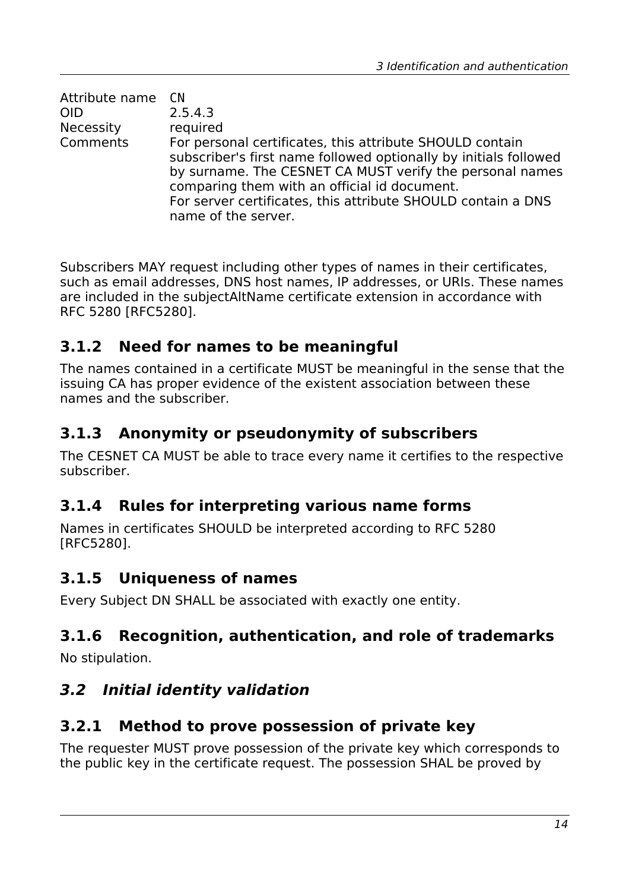| Attribute name | CN |
|---|---|
| OID | 2.5.4.3 |
| Necessity | required |
| Comments | For personal certificates, this attribute SHOULD contain subscriber's first name followed optionally by initials followed by surname. The CESNET CA MUST verify the personal names comparing them with an official id document. For server certificates, this attribute SHOULD contain a DNS name of the server. |

Subscribers MAY request including other types of names in their certificates, such as email addresses, DNS host names, IP addresses, or URIs. These names are included in the subjectAltName certificate extension in accordance with RFC 5280 [RFC5280].

### 3.1.2 Need for names to be meaningful

The names contained in a certificate MUST be meaningful in the sense that the issuing CA has proper evidence of the existent association between these names and the subscriber.

### 3.1.3 Anonymity or pseudonymity of subscribers

The CESNET CA MUST be able to trace every name it certifies to the respective subscriber.

### 3.1.4 Rules for interpreting various name forms

Names in certificates SHOULD be interpreted according to RFC 5280 [RFC5280].

### 3.1.5 Uniqueness of names

Every Subject DN SHALL be associated with exactly one entity.

### 3.1.6 Recognition, authentication, and role of trademarks

No stipulation.

## *3.2 Initial identity validation*

### 3.2.1 Method to prove possession of private key

The requester MUST prove possession of the private key which corresponds to the public key in the certificate request. The possession SHAL be proved by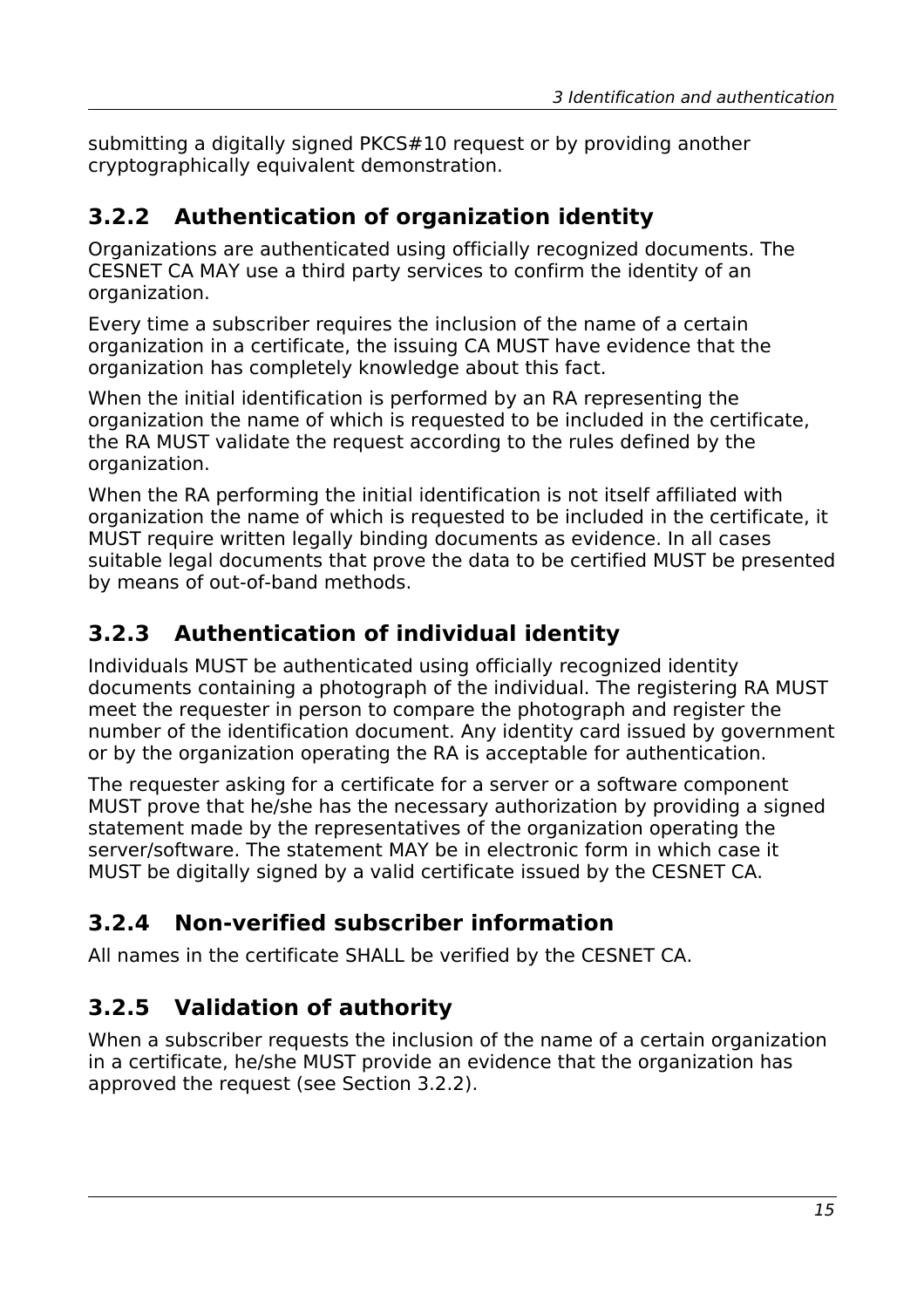submitting a digitally signed PKCS#10 request or by providing another cryptographically equivalent demonstration.

### 3.2.2 Authentication of organization identity

Organizations are authenticated using officially recognized documents. The CESNET CA MAY use a third party services to confirm the identity of an organization.

Every time a subscriber requires the inclusion of the name of a certain organization in a certificate, the issuing CA MUST have evidence that the organization has completely knowledge about this fact.

When the initial identification is performed by an RA representing the organization the name of which is requested to be included in the certificate, the RA MUST validate the request according to the rules defined by the organization.

When the RA performing the initial identification is not itself affiliated with organization the name of which is requested to be included in the certificate, it MUST require written legally binding documents as evidence. In all cases suitable legal documents that prove the data to be certified MUST be presented by means of out-of-band methods.

### 3.2.3 Authentication of individual identity

Individuals MUST be authenticated using officially recognized identity documents containing a photograph of the individual. The registering RA MUST meet the requester in person to compare the photograph and register the number of the identification document. Any identity card issued by government or by the organization operating the RA is acceptable for authentication.

The requester asking for a certificate for a server or a software component MUST prove that he/she has the necessary authorization by providing a signed statement made by the representatives of the organization operating the server/software. The statement MAY be in electronic form in which case it MUST be digitally signed by a valid certificate issued by the CESNET CA.

### 3.2.4 Non-verified subscriber information

All names in the certificate SHALL be verified by the CESNET CA.

### 3.2.5 Validation of authority

When a subscriber requests the inclusion of the name of a certain organization in a certificate, he/she MUST provide an evidence that the organization has approved the request (see Section 3.2.2).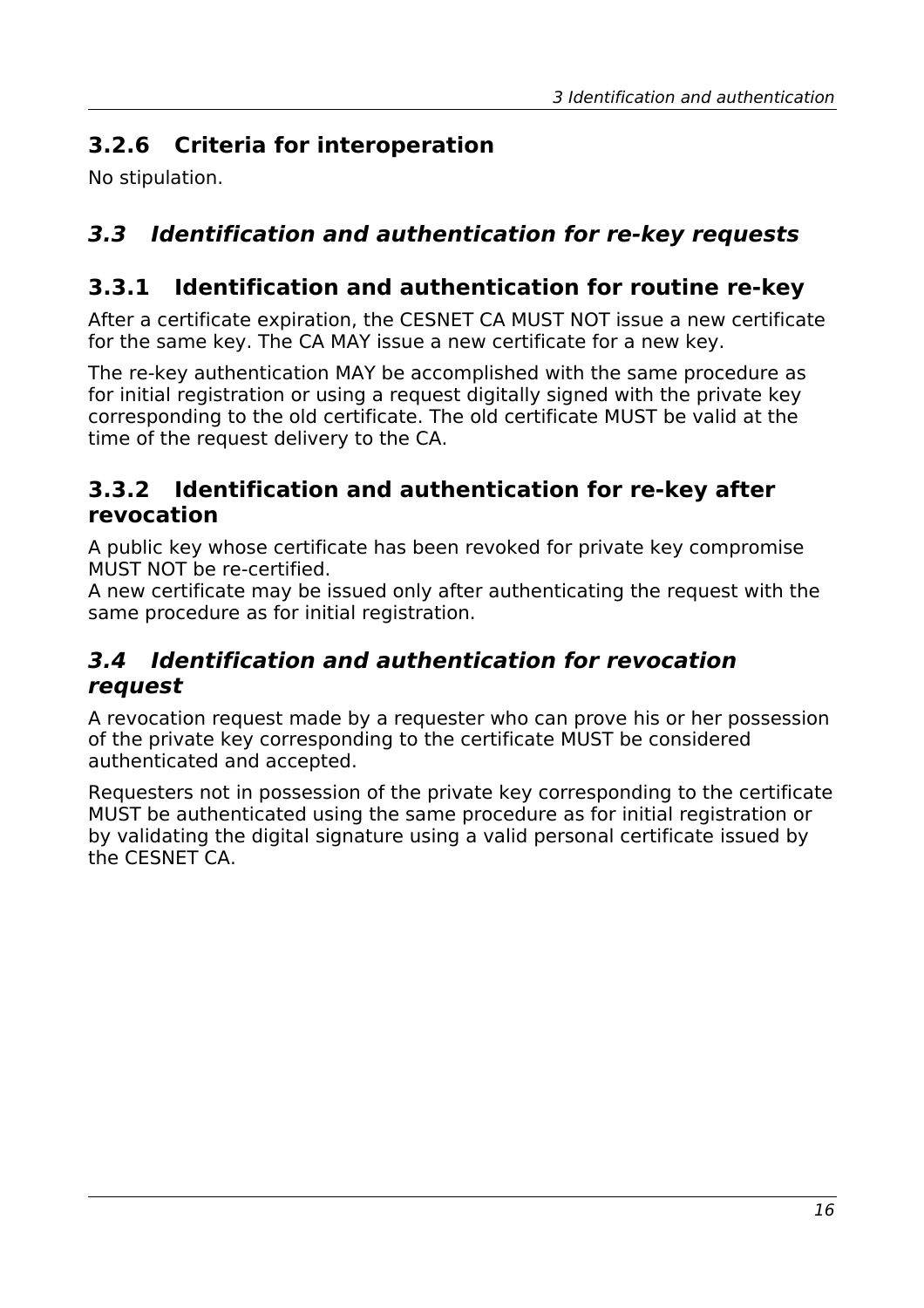### 3.2.6 Criteria for interoperation

No stipulation.

## *3.3 Identification and authentication for re-key requests*

### 3.3.1 Identification and authentication for routine re-key

After a certificate expiration, the CESNET CA MUST NOT issue a new certificate for the same key. The CA MAY issue a new certificate for a new key.

The re-key authentication MAY be accomplished with the same procedure as for initial registration or using a request digitally signed with the private key corresponding to the old certificate. The old certificate MUST be valid at the time of the request delivery to the CA.

### 3.3.2 Identification and authentication for re-key after revocation

A public key whose certificate has been revoked for private key compromise MUST NOT be re-certified.
A new certificate may be issued only after authenticating the request with the same procedure as for initial registration.

## *3.4 Identification and authentication for revocation request*

A revocation request made by a requester who can prove his or her possession of the private key corresponding to the certificate MUST be considered authenticated and accepted.

Requesters not in possession of the private key corresponding to the certificate MUST be authenticated using the same procedure as for initial registration or by validating the digital signature using a valid personal certificate issued by the CESNET CA.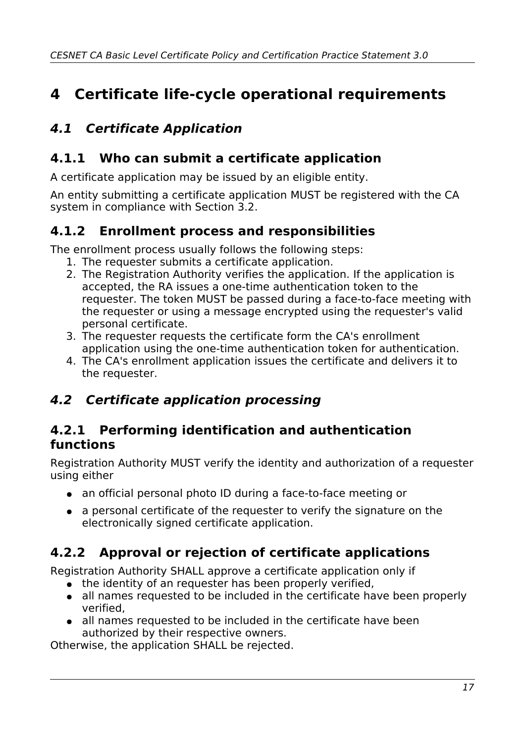# 4 Certificate life-cycle operational requirements

## *4.1 Certificate Application*

### 4.1.1 Who can submit a certificate application

A certificate application may be issued by an eligible entity.

An entity submitting a certificate application MUST be registered with the CA system in compliance with Section 3.2.

### 4.1.2 Enrollment process and responsibilities

The enrollment process usually follows the following steps:

1. The requester submits a certificate application.
2. The Registration Authority verifies the application. If the application is accepted, the RA issues a one-time authentication token to the requester. The token MUST be passed during a face-to-face meeting with the requester or using a message encrypted using the requester's valid personal certificate.
3. The requester requests the certificate form the CA's enrollment application using the one-time authentication token for authentication.
4. The CA's enrollment application issues the certificate and delivers it to the requester.

## *4.2 Certificate application processing*

### 4.2.1 Performing identification and authentication functions

Registration Authority MUST verify the identity and authorization of a requester using either

- an official personal photo ID during a face-to-face meeting or
- a personal certificate of the requester to verify the signature on the electronically signed certificate application.

### 4.2.2 Approval or rejection of certificate applications

Registration Authority SHALL approve a certificate application only if

- the identity of an requester has been properly verified,
- all names requested to be included in the certificate have been properly verified,
- all names requested to be included in the certificate have been authorized by their respective owners.

Otherwise, the application SHALL be rejected.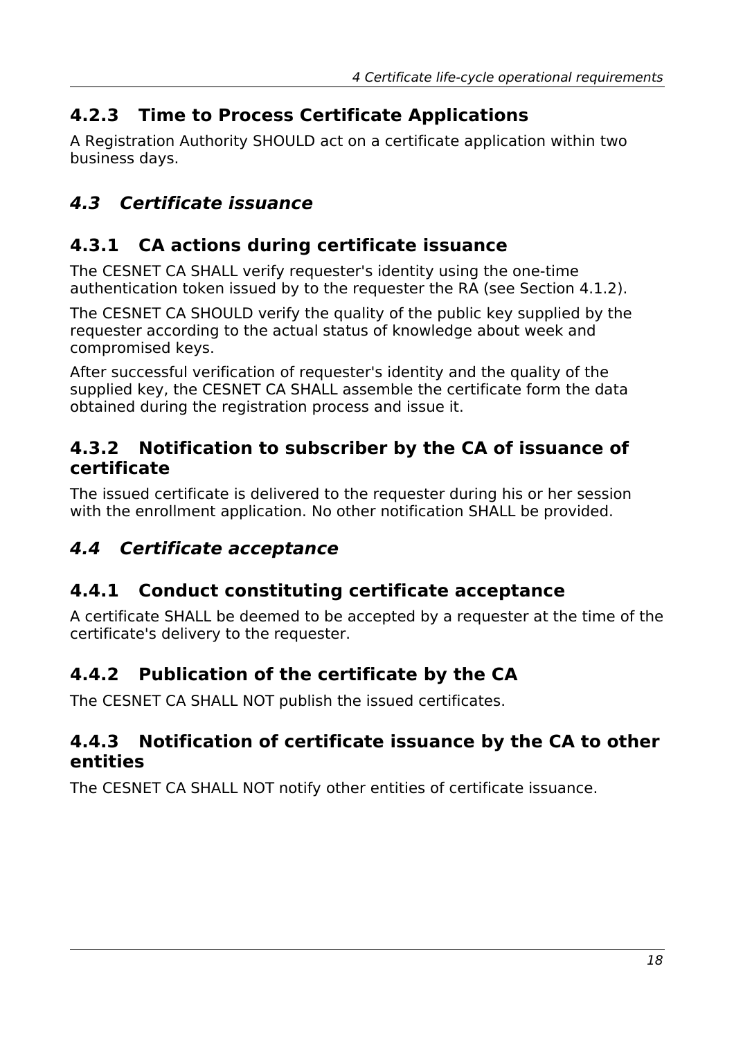### 4.2.3 Time to Process Certificate Applications

A Registration Authority SHOULD act on a certificate application within two business days.

## *4.3 Certificate issuance*

### 4.3.1 CA actions during certificate issuance

The CESNET CA SHALL verify requester's identity using the one-time authentication token issued by to the requester the RA (see Section 4.1.2).

The CESNET CA SHOULD verify the quality of the public key supplied by the requester according to the actual status of knowledge about week and compromised keys.

After successful verification of requester's identity and the quality of the supplied key, the CESNET CA SHALL assemble the certificate form the data obtained during the registration process and issue it.

### 4.3.2 Notification to subscriber by the CA of issuance of certificate

The issued certificate is delivered to the requester during his or her session with the enrollment application. No other notification SHALL be provided.

## *4.4 Certificate acceptance*

### 4.4.1 Conduct constituting certificate acceptance

A certificate SHALL be deemed to be accepted by a requester at the time of the certificate's delivery to the requester.

### 4.4.2 Publication of the certificate by the CA

The CESNET CA SHALL NOT publish the issued certificates.

### 4.4.3 Notification of certificate issuance by the CA to other entities

The CESNET CA SHALL NOT notify other entities of certificate issuance.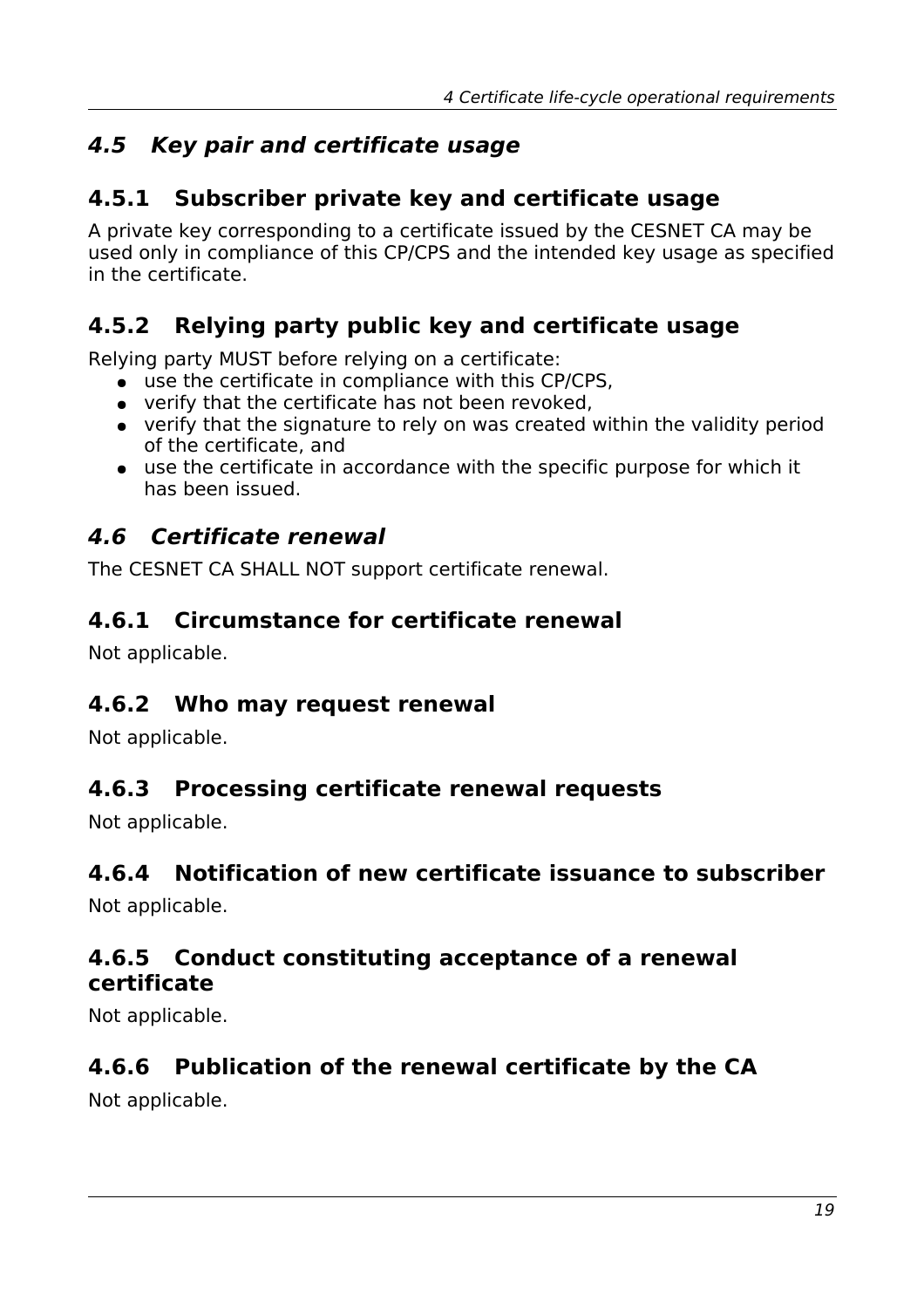## *4.5 Key pair and certificate usage*

### 4.5.1 Subscriber private key and certificate usage

A private key corresponding to a certificate issued by the CESNET CA may be used only in compliance of this CP/CPS and the intended key usage as specified in the certificate.

### 4.5.2 Relying party public key and certificate usage

Relying party MUST before relying on a certificate:

- use the certificate in compliance with this CP/CPS,
- verify that the certificate has not been revoked,
- verify that the signature to rely on was created within the validity period of the certificate, and
- use the certificate in accordance with the specific purpose for which it has been issued.

## *4.6 Certificate renewal*

The CESNET CA SHALL NOT support certificate renewal.

### 4.6.1 Circumstance for certificate renewal

Not applicable.

### 4.6.2 Who may request renewal

Not applicable.

### 4.6.3 Processing certificate renewal requests

Not applicable.

### 4.6.4 Notification of new certificate issuance to subscriber

Not applicable.

### 4.6.5 Conduct constituting acceptance of a renewal certificate

Not applicable.

### 4.6.6 Publication of the renewal certificate by the CA

Not applicable.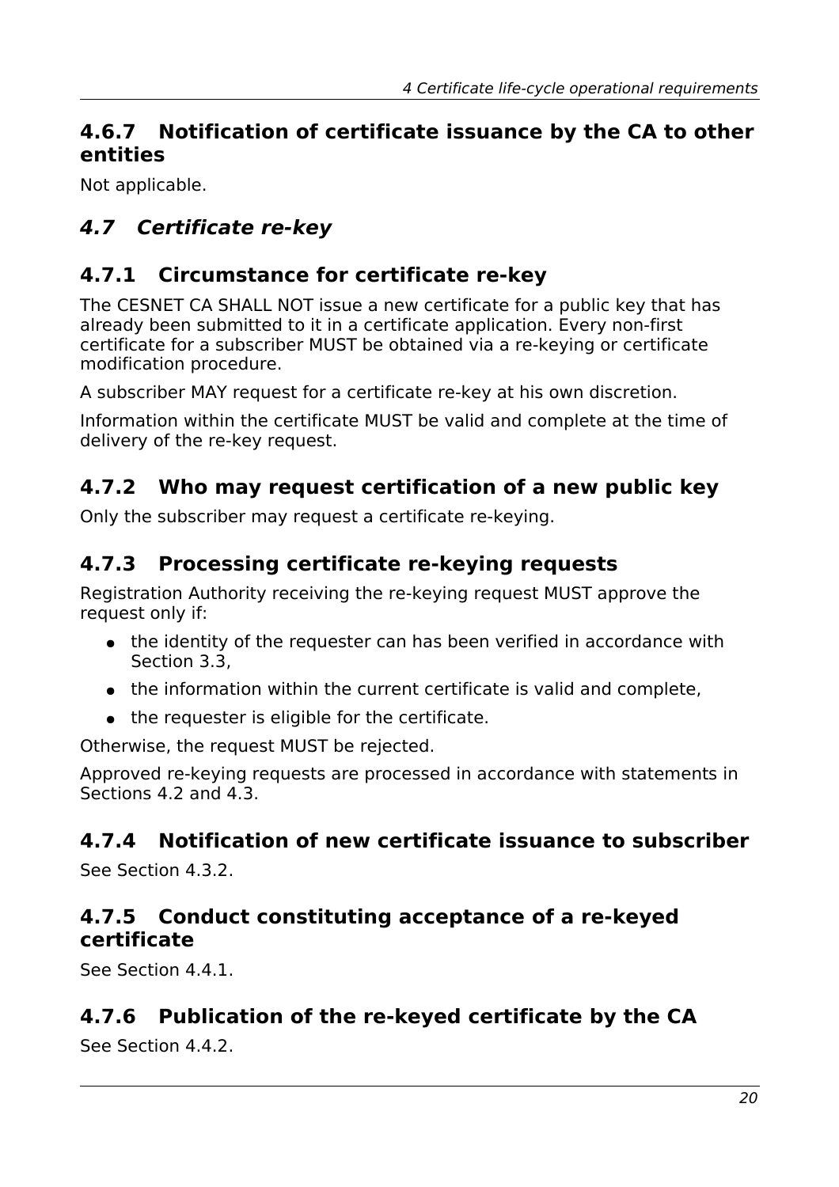### 4.6.7 Notification of certificate issuance by the CA to other entities

Not applicable.

## *4.7 Certificate re-key*

### 4.7.1 Circumstance for certificate re-key

The CESNET CA SHALL NOT issue a new certificate for a public key that has already been submitted to it in a certificate application. Every non-first certificate for a subscriber MUST be obtained via a re-keying or certificate modification procedure.

A subscriber MAY request for a certificate re-key at his own discretion.

Information within the certificate MUST be valid and complete at the time of delivery of the re-key request.

### 4.7.2 Who may request certification of a new public key

Only the subscriber may request a certificate re-keying.

### 4.7.3 Processing certificate re-keying requests

Registration Authority receiving the re-keying request MUST approve the request only if:

- the identity of the requester can has been verified in accordance with Section 3.3,
- the information within the current certificate is valid and complete,
- the requester is eligible for the certificate.

Otherwise, the request MUST be rejected.

Approved re-keying requests are processed in accordance with statements in Sections 4.2 and 4.3.

### 4.7.4 Notification of new certificate issuance to subscriber

See Section 4.3.2.

### 4.7.5 Conduct constituting acceptance of a re-keyed certificate

See Section 4.4.1.

### 4.7.6 Publication of the re-keyed certificate by the CA

See Section 4.4.2.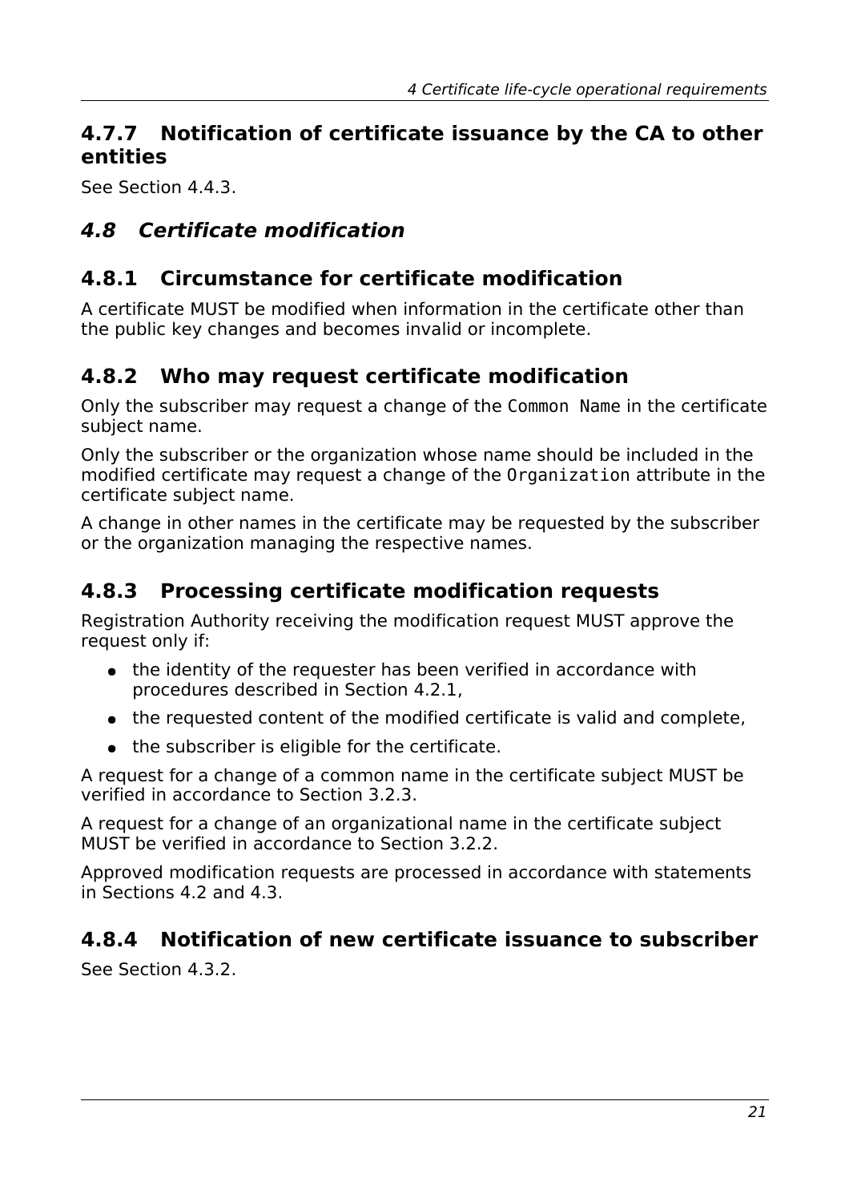### 4.7.7 Notification of certificate issuance by the CA to other entities

See Section 4.4.3.

## *4.8 Certificate modification*

### 4.8.1 Circumstance for certificate modification

A certificate MUST be modified when information in the certificate other than the public key changes and becomes invalid or incomplete.

### 4.8.2 Who may request certificate modification

Only the subscriber may request a change of the `Common Name` in the certificate subject name.

Only the subscriber or the organization whose name should be included in the modified certificate may request a change of the `Organization` attribute in the certificate subject name.

A change in other names in the certificate may be requested by the subscriber or the organization managing the respective names.

### 4.8.3 Processing certificate modification requests

Registration Authority receiving the modification request MUST approve the request only if:

- the identity of the requester has been verified in accordance with procedures described in Section 4.2.1,
- the requested content of the modified certificate is valid and complete,
- the subscriber is eligible for the certificate.

A request for a change of a common name in the certificate subject MUST be verified in accordance to Section 3.2.3.

A request for a change of an organizational name in the certificate subject MUST be verified in accordance to Section 3.2.2.

Approved modification requests are processed in accordance with statements in Sections 4.2 and 4.3.

### 4.8.4 Notification of new certificate issuance to subscriber

See Section 4.3.2.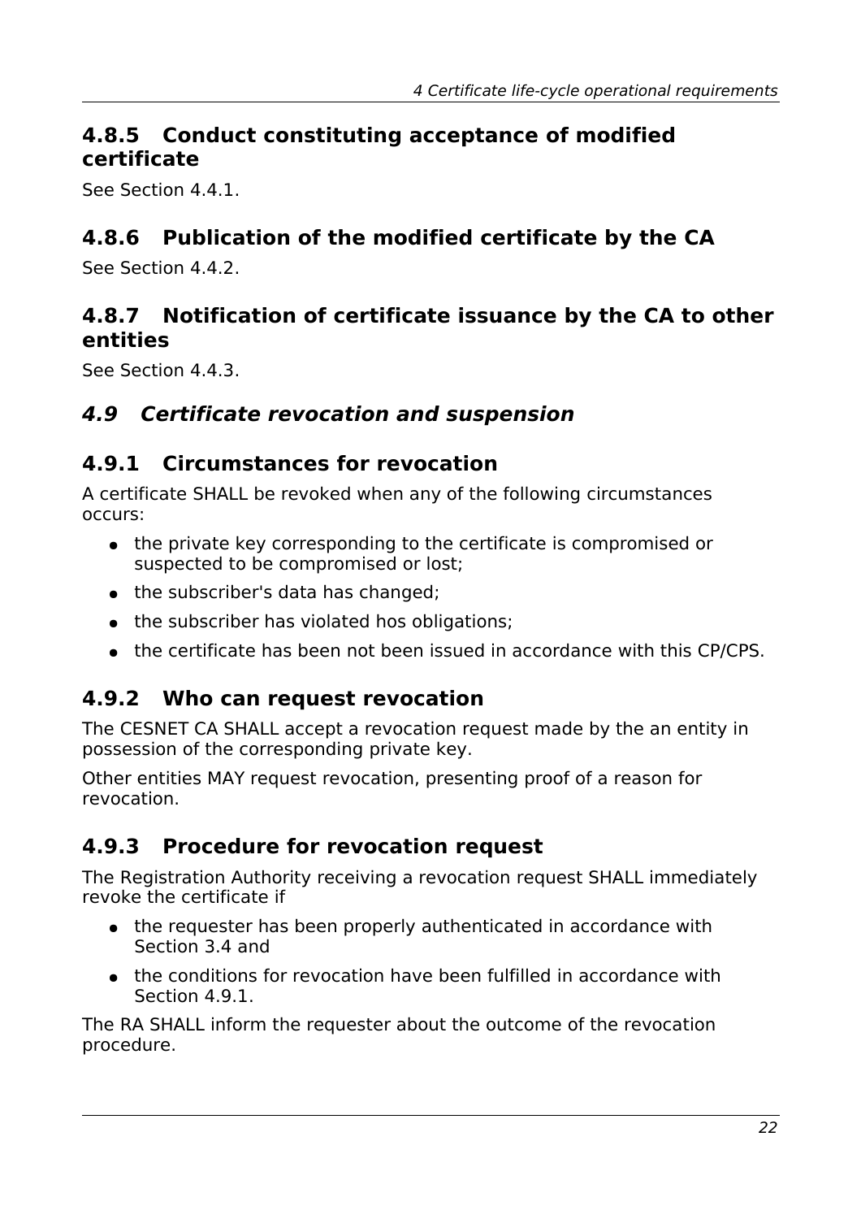### 4.8.5 Conduct constituting acceptance of modified certificate

See Section 4.4.1.

### 4.8.6 Publication of the modified certificate by the CA

See Section 4.4.2.

### 4.8.7 Notification of certificate issuance by the CA to other entities

See Section 4.4.3.

## *4.9 Certificate revocation and suspension*

### 4.9.1 Circumstances for revocation

A certificate SHALL be revoked when any of the following circumstances occurs:

- the private key corresponding to the certificate is compromised or suspected to be compromised or lost;
- the subscriber's data has changed;
- the subscriber has violated hos obligations;
- the certificate has been not been issued in accordance with this CP/CPS.

### 4.9.2 Who can request revocation

The CESNET CA SHALL accept a revocation request made by the an entity in possession of the corresponding private key.

Other entities MAY request revocation, presenting proof of a reason for revocation.

### 4.9.3 Procedure for revocation request

The Registration Authority receiving a revocation request SHALL immediately revoke the certificate if

- the requester has been properly authenticated in accordance with Section 3.4 and
- the conditions for revocation have been fulfilled in accordance with Section 4.9.1.

The RA SHALL inform the requester about the outcome of the revocation procedure.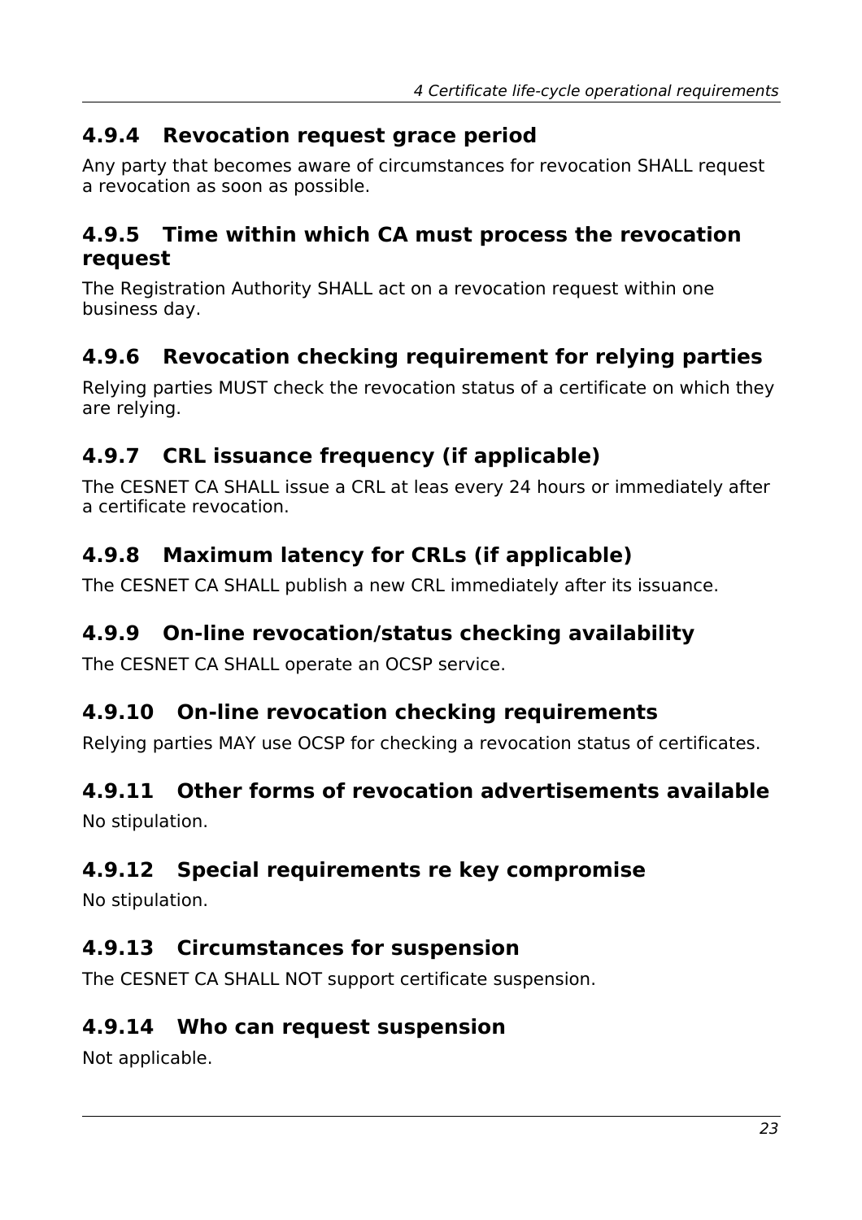### 4.9.4 Revocation request grace period

Any party that becomes aware of circumstances for revocation SHALL request a revocation as soon as possible.

### 4.9.5 Time within which CA must process the revocation request

The Registration Authority SHALL act on a revocation request within one business day.

### 4.9.6 Revocation checking requirement for relying parties

Relying parties MUST check the revocation status of a certificate on which they are relying.

### 4.9.7 CRL issuance frequency (if applicable)

The CESNET CA SHALL issue a CRL at leas every 24 hours or immediately after a certificate revocation.

### 4.9.8 Maximum latency for CRLs (if applicable)

The CESNET CA SHALL publish a new CRL immediately after its issuance.

### 4.9.9 On-line revocation/status checking availability

The CESNET CA SHALL operate an OCSP service.

### 4.9.10 On-line revocation checking requirements

Relying parties MAY use OCSP for checking a revocation status of certificates.

### 4.9.11 Other forms of revocation advertisements available

No stipulation.

### 4.9.12 Special requirements re key compromise

No stipulation.

### 4.9.13 Circumstances for suspension

The CESNET CA SHALL NOT support certificate suspension.

### 4.9.14 Who can request suspension

Not applicable.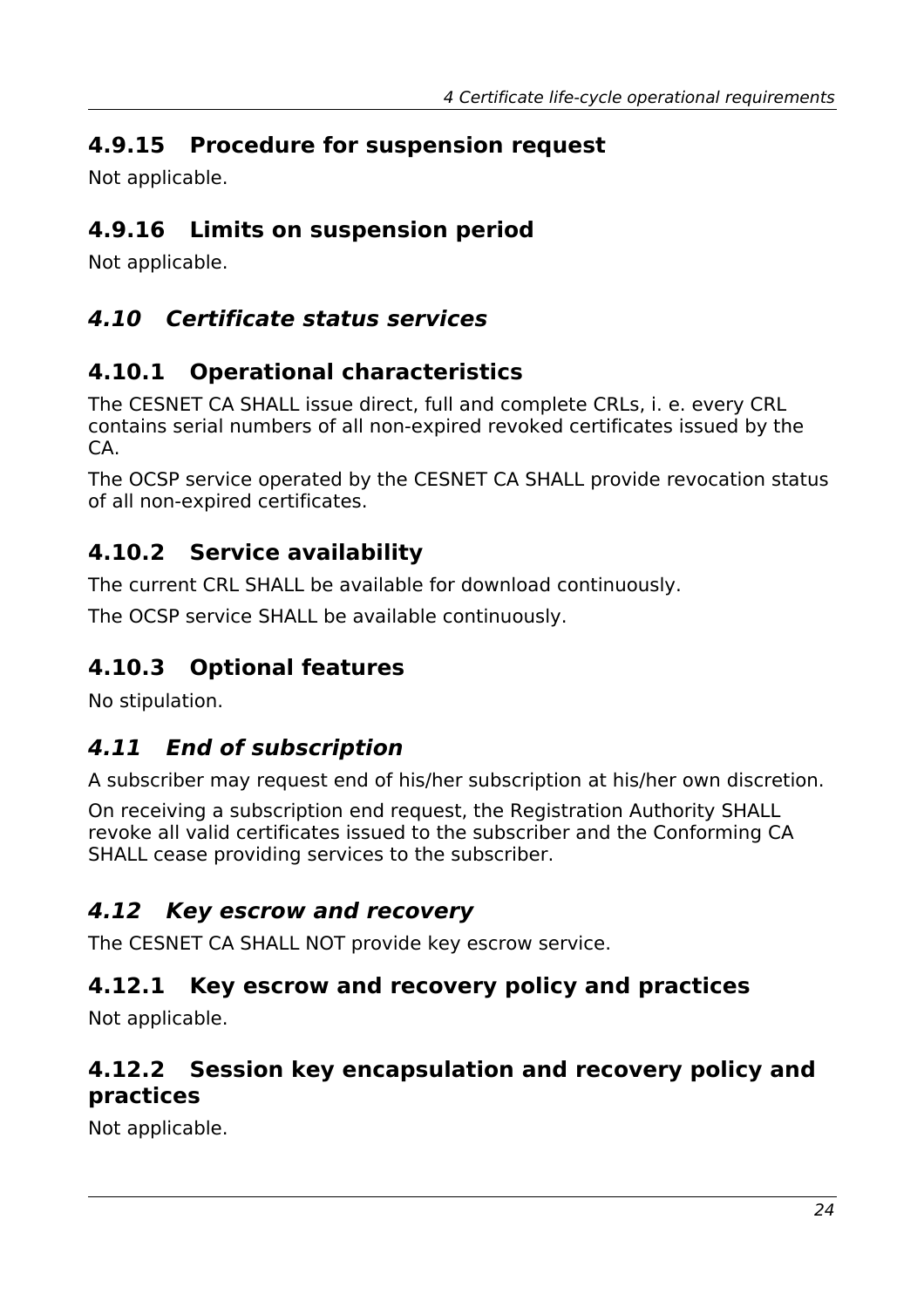### 4.9.15 Procedure for suspension request

Not applicable.

### 4.9.16 Limits on suspension period

Not applicable.

## *4.10 Certificate status services*

### 4.10.1 Operational characteristics

The CESNET CA SHALL issue direct, full and complete CRLs, i. e. every CRL contains serial numbers of all non-expired revoked certificates issued by the CA.

The OCSP service operated by the CESNET CA SHALL provide revocation status of all non-expired certificates.

### 4.10.2 Service availability

The current CRL SHALL be available for download continuously.

The OCSP service SHALL be available continuously.

### 4.10.3 Optional features

No stipulation.

## *4.11 End of subscription*

A subscriber may request end of his/her subscription at his/her own discretion.

On receiving a subscription end request, the Registration Authority SHALL revoke all valid certificates issued to the subscriber and the Conforming CA SHALL cease providing services to the subscriber.

## *4.12 Key escrow and recovery*

The CESNET CA SHALL NOT provide key escrow service.

### 4.12.1 Key escrow and recovery policy and practices

Not applicable.

### 4.12.2 Session key encapsulation and recovery policy and practices

Not applicable.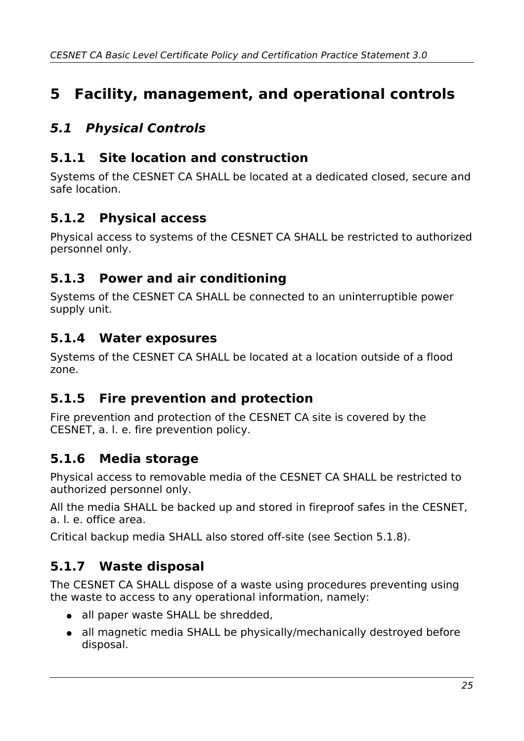# 5 Facility, management, and operational controls

## *5.1 Physical Controls*

### 5.1.1 Site location and construction

Systems of the CESNET CA SHALL be located at a dedicated closed, secure and safe location.

### 5.1.2 Physical access

Physical access to systems of the CESNET CA SHALL be restricted to authorized personnel only.

### 5.1.3 Power and air conditioning

Systems of the CESNET CA SHALL be connected to an uninterruptible power supply unit.

### 5.1.4 Water exposures

Systems of the CESNET CA SHALL be located at a location outside of a flood zone.

### 5.1.5 Fire prevention and protection

Fire prevention and protection of the CESNET CA site is covered by the CESNET, a. l. e. fire prevention policy.

### 5.1.6 Media storage

Physical access to removable media of the CESNET CA SHALL be restricted to authorized personnel only.

All the media SHALL be backed up and stored in fireproof safes in the CESNET, a. l. e. office area.

Critical backup media SHALL also stored off-site (see Section 5.1.8).

### 5.1.7 Waste disposal

The CESNET CA SHALL dispose of a waste using procedures preventing using the waste to access to any operational information, namely:

- all paper waste SHALL be shredded,
- all magnetic media SHALL be physically/mechanically destroyed before disposal.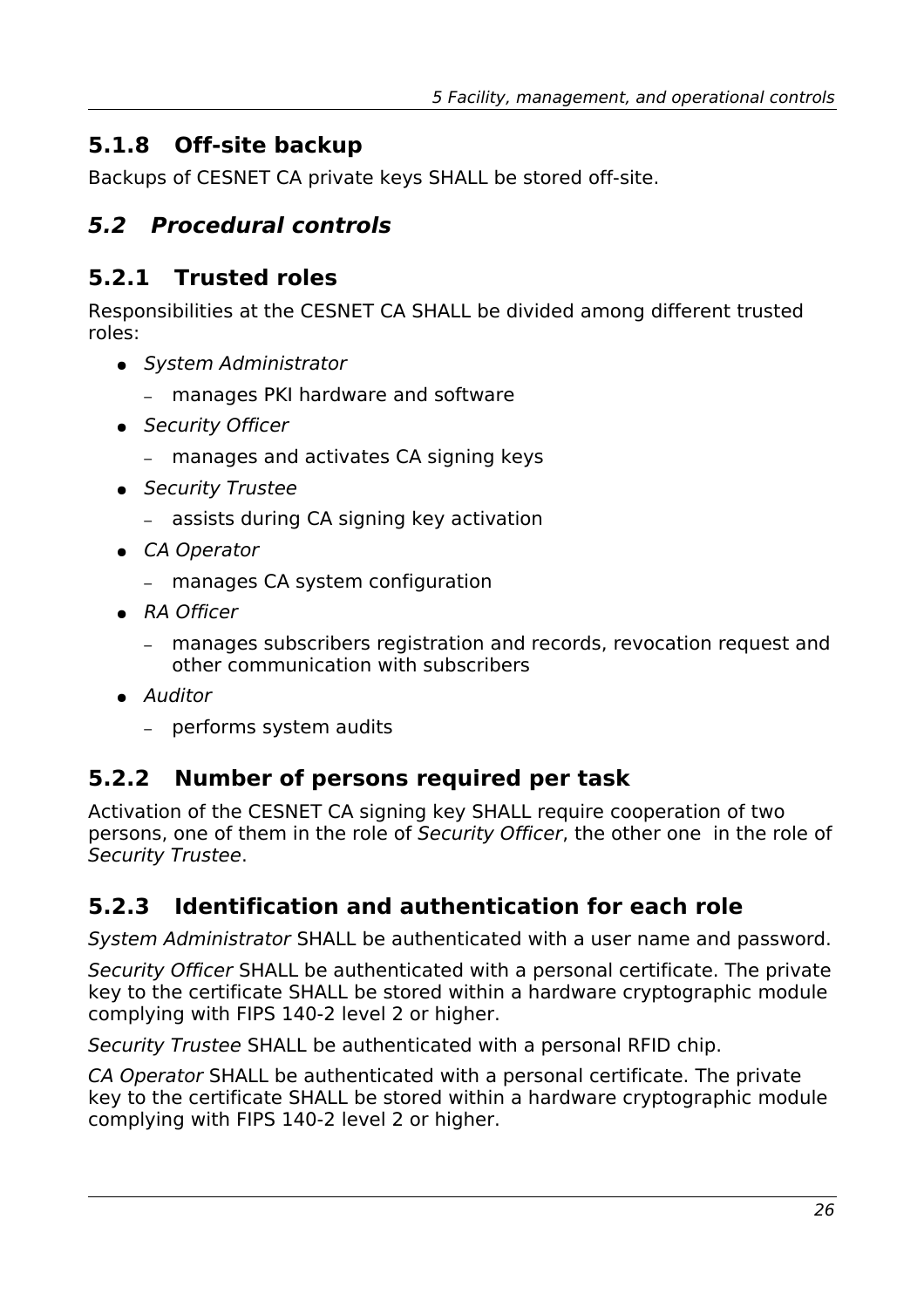### 5.1.8 Off-site backup

Backups of CESNET CA private keys SHALL be stored off-site.

## *5.2 Procedural controls*

### 5.2.1 Trusted roles

Responsibilities at the CESNET CA SHALL be divided among different trusted roles:

- *System Administrator*
  - manages PKI hardware and software
- *Security Officer*
  - manages and activates CA signing keys
- *Security Trustee*
  - assists during CA signing key activation
- *CA Operator*
  - manages CA system configuration
- *RA Officer*
  - manages subscribers registration and records, revocation request and other communication with subscribers
- *Auditor*
  - performs system audits

### 5.2.2 Number of persons required per task

Activation of the CESNET CA signing key SHALL require cooperation of two persons, one of them in the role of *Security Officer*, the other one in the role of *Security Trustee*.

### 5.2.3 Identification and authentication for each role

*System Administrator* SHALL be authenticated with a user name and password.

*Security Officer* SHALL be authenticated with a personal certificate. The private key to the certificate SHALL be stored within a hardware cryptographic module complying with FIPS 140-2 level 2 or higher.

*Security Trustee* SHALL be authenticated with a personal RFID chip.

*CA Operator* SHALL be authenticated with a personal certificate. The private key to the certificate SHALL be stored within a hardware cryptographic module complying with FIPS 140-2 level 2 or higher.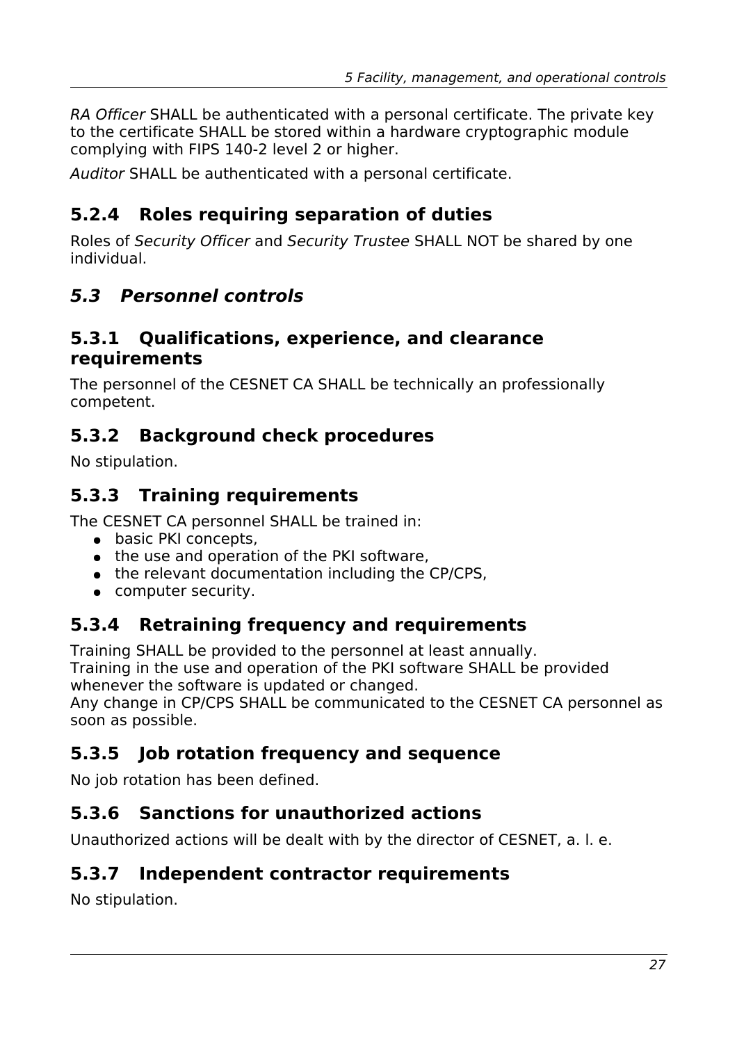*RA Officer* SHALL be authenticated with a personal certificate. The private key to the certificate SHALL be stored within a hardware cryptographic module complying with FIPS 140-2 level 2 or higher.

*Auditor* SHALL be authenticated with a personal certificate.

### 5.2.4 Roles requiring separation of duties

Roles of *Security Officer* and *Security Trustee* SHALL NOT be shared by one individual.

## *5.3 Personnel controls*

### 5.3.1 Qualifications, experience, and clearance requirements

The personnel of the CESNET CA SHALL be technically an professionally competent.

### 5.3.2 Background check procedures

No stipulation.

### 5.3.3 Training requirements

The CESNET CA personnel SHALL be trained in:

- basic PKI concepts,
- the use and operation of the PKI software,
- the relevant documentation including the CP/CPS,
- computer security.

### 5.3.4 Retraining frequency and requirements

Training SHALL be provided to the personnel at least annually.
Training in the use and operation of the PKI software SHALL be provided whenever the software is updated or changed.
Any change in CP/CPS SHALL be communicated to the CESNET CA personnel as soon as possible.

### 5.3.5 Job rotation frequency and sequence

No job rotation has been defined.

### 5.3.6 Sanctions for unauthorized actions

Unauthorized actions will be dealt with by the director of CESNET, a. l. e.

### 5.3.7 Independent contractor requirements

No stipulation.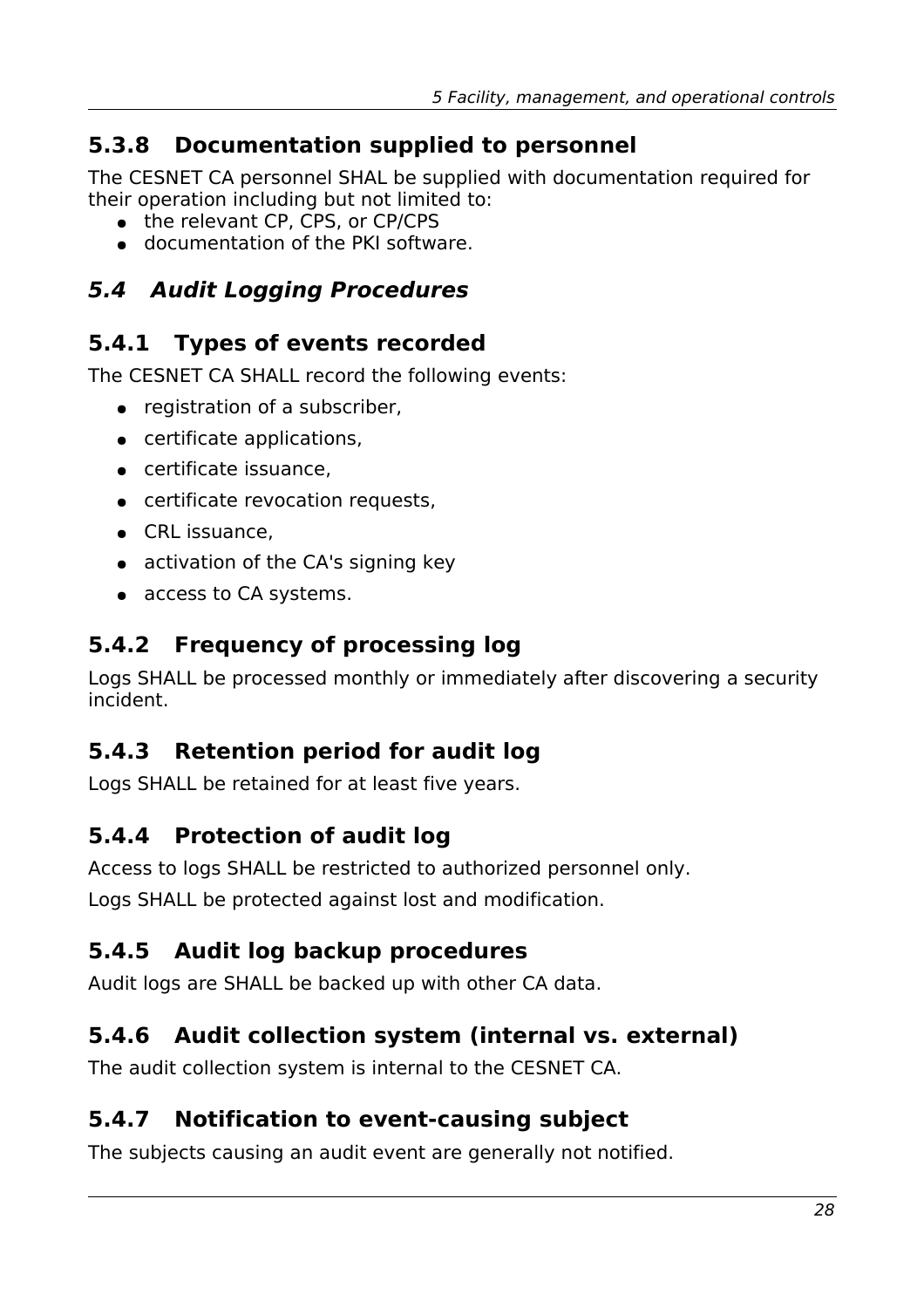### 5.3.8 Documentation supplied to personnel

The CESNET CA personnel SHAL be supplied with documentation required for their operation including but not limited to:

- the relevant CP, CPS, or CP/CPS
- documentation of the PKI software.

## *5.4 Audit Logging Procedures*

### 5.4.1 Types of events recorded

The CESNET CA SHALL record the following events:

- registration of a subscriber,
- certificate applications,
- certificate issuance,
- certificate revocation requests,
- CRL issuance,
- activation of the CA's signing key
- access to CA systems.

### 5.4.2 Frequency of processing log

Logs SHALL be processed monthly or immediately after discovering a security incident.

### 5.4.3 Retention period for audit log

Logs SHALL be retained for at least five years.

### 5.4.4 Protection of audit log

Access to logs SHALL be restricted to authorized personnel only.

Logs SHALL be protected against lost and modification.

### 5.4.5 Audit log backup procedures

Audit logs are SHALL be backed up with other CA data.

### 5.4.6 Audit collection system (internal vs. external)

The audit collection system is internal to the CESNET CA.

### 5.4.7 Notification to event-causing subject

The subjects causing an audit event are generally not notified.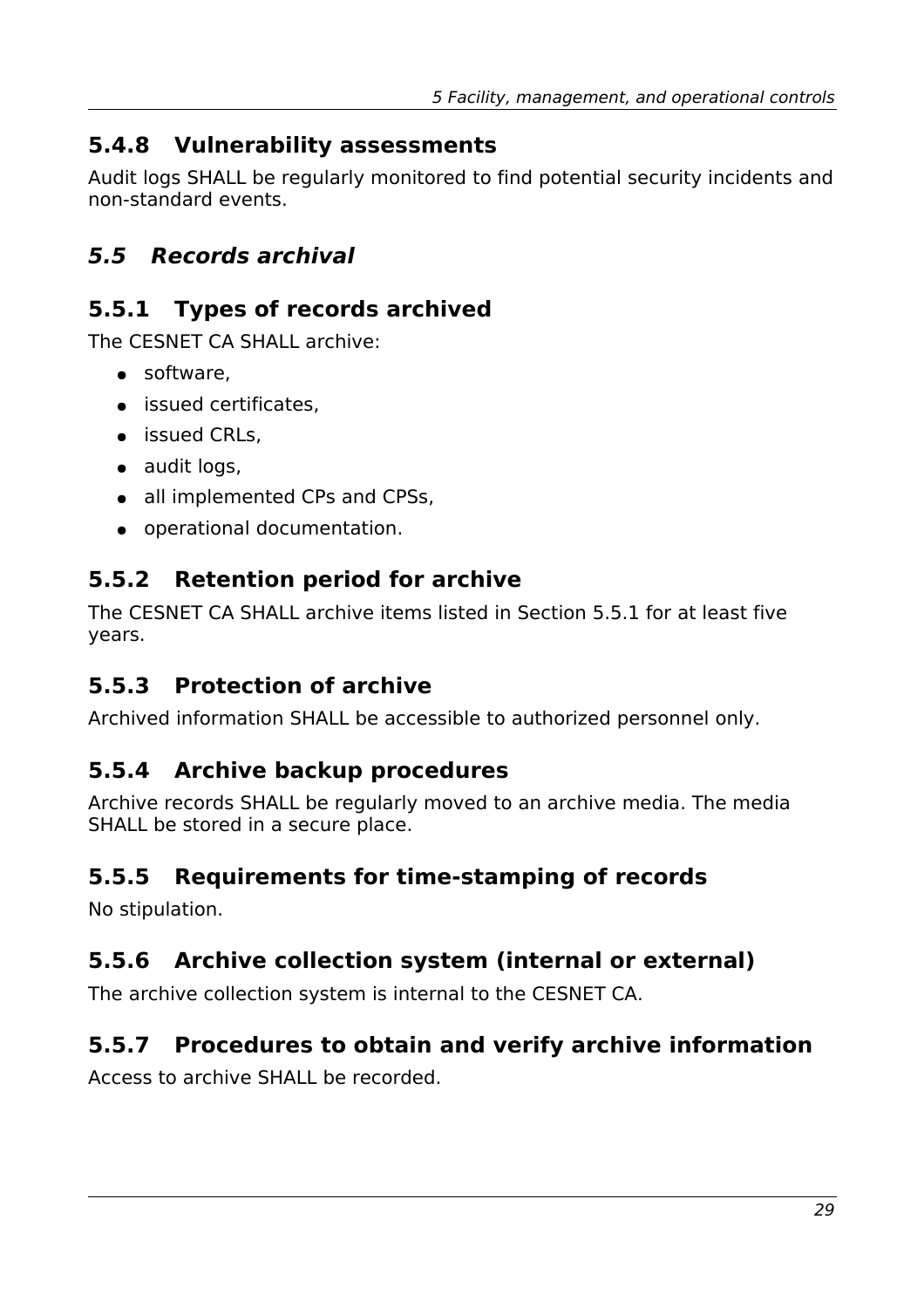### 5.4.8 Vulnerability assessments

Audit logs SHALL be regularly monitored to find potential security incidents and non-standard events.

## *5.5 Records archival*

### 5.5.1 Types of records archived

The CESNET CA SHALL archive:

- software,
- issued certificates,
- issued CRLs,
- audit logs,
- all implemented CPs and CPSs,
- operational documentation.

### 5.5.2 Retention period for archive

The CESNET CA SHALL archive items listed in Section 5.5.1 for at least five years.

### 5.5.3 Protection of archive

Archived information SHALL be accessible to authorized personnel only.

### 5.5.4 Archive backup procedures

Archive records SHALL be regularly moved to an archive media. The media SHALL be stored in a secure place.

### 5.5.5 Requirements for time-stamping of records

No stipulation.

### 5.5.6 Archive collection system (internal or external)

The archive collection system is internal to the CESNET CA.

### 5.5.7 Procedures to obtain and verify archive information

Access to archive SHALL be recorded.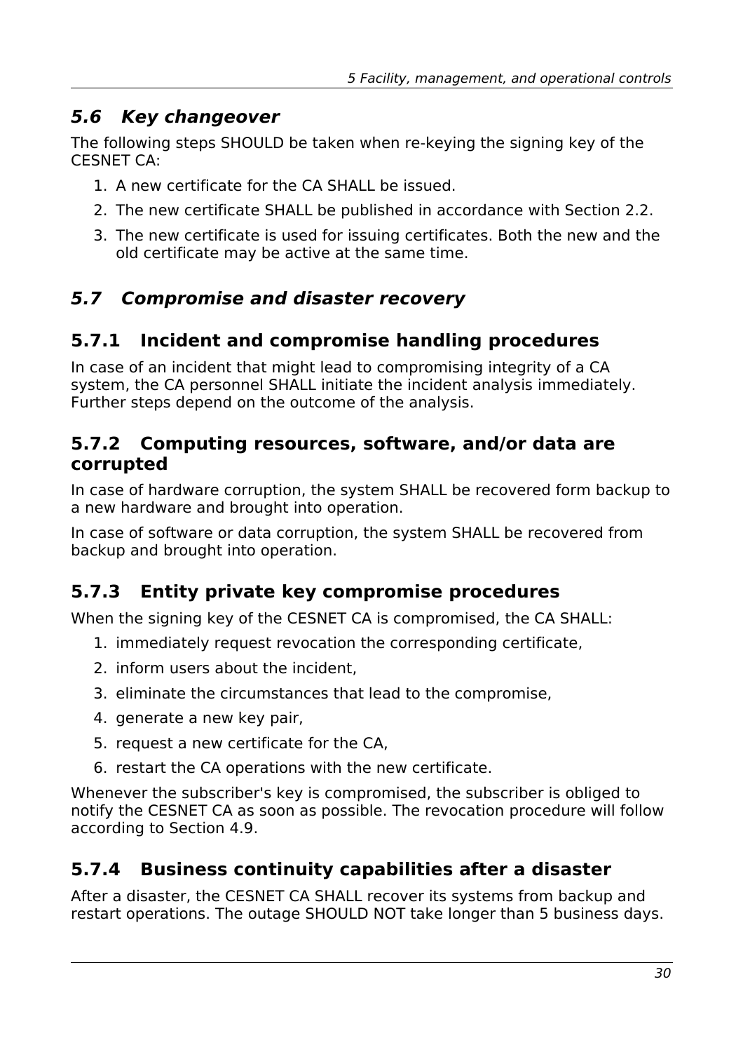## *5.6 Key changeover*

The following steps SHOULD be taken when re-keying the signing key of the CESNET CA:

1. A new certificate for the CA SHALL be issued.
2. The new certificate SHALL be published in accordance with Section 2.2.
3. The new certificate is used for issuing certificates. Both the new and the old certificate may be active at the same time.

## *5.7 Compromise and disaster recovery*

### 5.7.1 Incident and compromise handling procedures

In case of an incident that might lead to compromising integrity of a CA system, the CA personnel SHALL initiate the incident analysis immediately. Further steps depend on the outcome of the analysis.

### 5.7.2 Computing resources, software, and/or data are corrupted

In case of hardware corruption, the system SHALL be recovered form backup to a new hardware and brought into operation.

In case of software or data corruption, the system SHALL be recovered from backup and brought into operation.

### 5.7.3 Entity private key compromise procedures

When the signing key of the CESNET CA is compromised, the CA SHALL:

1. immediately request revocation the corresponding certificate,
2. inform users about the incident,
3. eliminate the circumstances that lead to the compromise,
4. generate a new key pair,
5. request a new certificate for the CA,
6. restart the CA operations with the new certificate.

Whenever the subscriber's key is compromised, the subscriber is obliged to notify the CESNET CA as soon as possible. The revocation procedure will follow according to Section 4.9.

### 5.7.4 Business continuity capabilities after a disaster

After a disaster, the CESNET CA SHALL recover its systems from backup and restart operations. The outage SHOULD NOT take longer than 5 business days.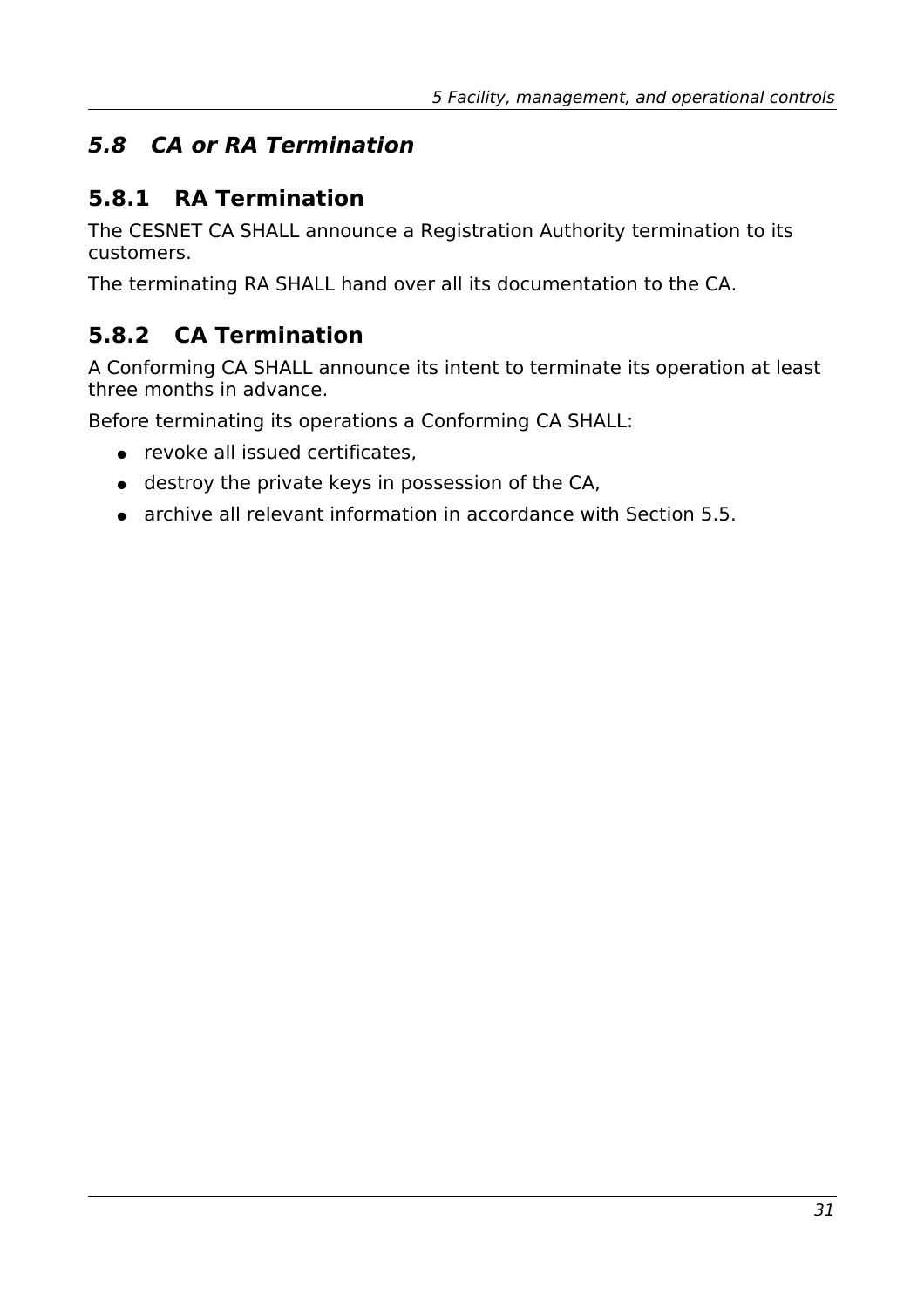## *5.8 CA or RA Termination*

### 5.8.1 RA Termination

The CESNET CA SHALL announce a Registration Authority termination to its customers.

The terminating RA SHALL hand over all its documentation to the CA.

### 5.8.2 CA Termination

A Conforming CA SHALL announce its intent to terminate its operation at least three months in advance.

Before terminating its operations a Conforming CA SHALL:

- revoke all issued certificates,
- destroy the private keys in possession of the CA,
- archive all relevant information in accordance with Section 5.5.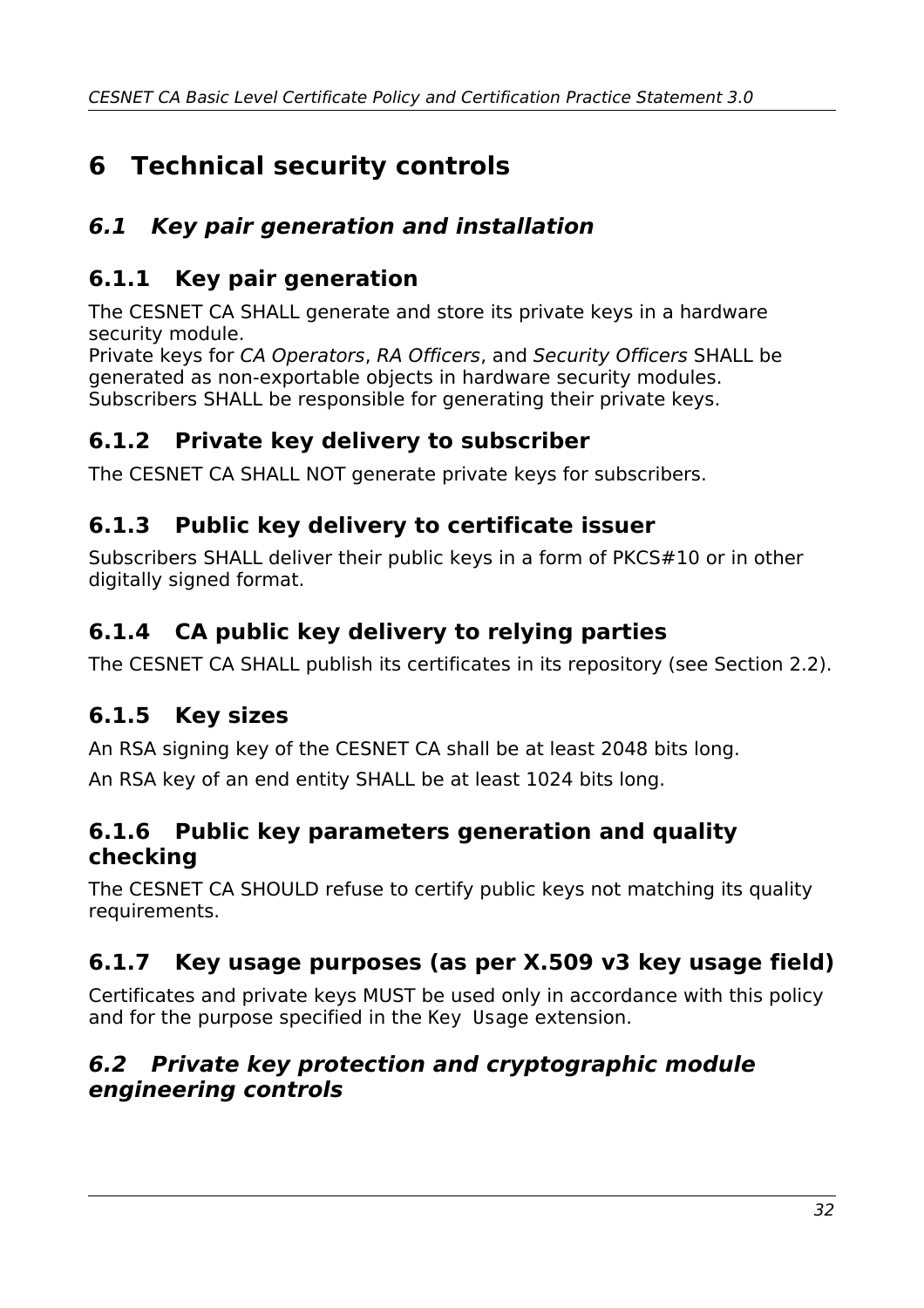# 6 Technical security controls

## *6.1 Key pair generation and installation*

### 6.1.1 Key pair generation

The CESNET CA SHALL generate and store its private keys in a hardware security module.
Private keys for *CA Operators*, *RA Officers*, and *Security Officers* SHALL be generated as non-exportable objects in hardware security modules.
Subscribers SHALL be responsible for generating their private keys.

### 6.1.2 Private key delivery to subscriber

The CESNET CA SHALL NOT generate private keys for subscribers.

### 6.1.3 Public key delivery to certificate issuer

Subscribers SHALL deliver their public keys in a form of PKCS#10 or in other digitally signed format.

### 6.1.4 CA public key delivery to relying parties

The CESNET CA SHALL publish its certificates in its repository (see Section 2.2).

### 6.1.5 Key sizes

An RSA signing key of the CESNET CA shall be at least 2048 bits long.

An RSA key of an end entity SHALL be at least 1024 bits long.

### 6.1.6 Public key parameters generation and quality checking

The CESNET CA SHOULD refuse to certify public keys not matching its quality requirements.

### 6.1.7 Key usage purposes (as per X.509 v3 key usage field)

Certificates and private keys MUST be used only in accordance with this policy and for the purpose specified in the Key Usage extension.

## *6.2 Private key protection and cryptographic module engineering controls*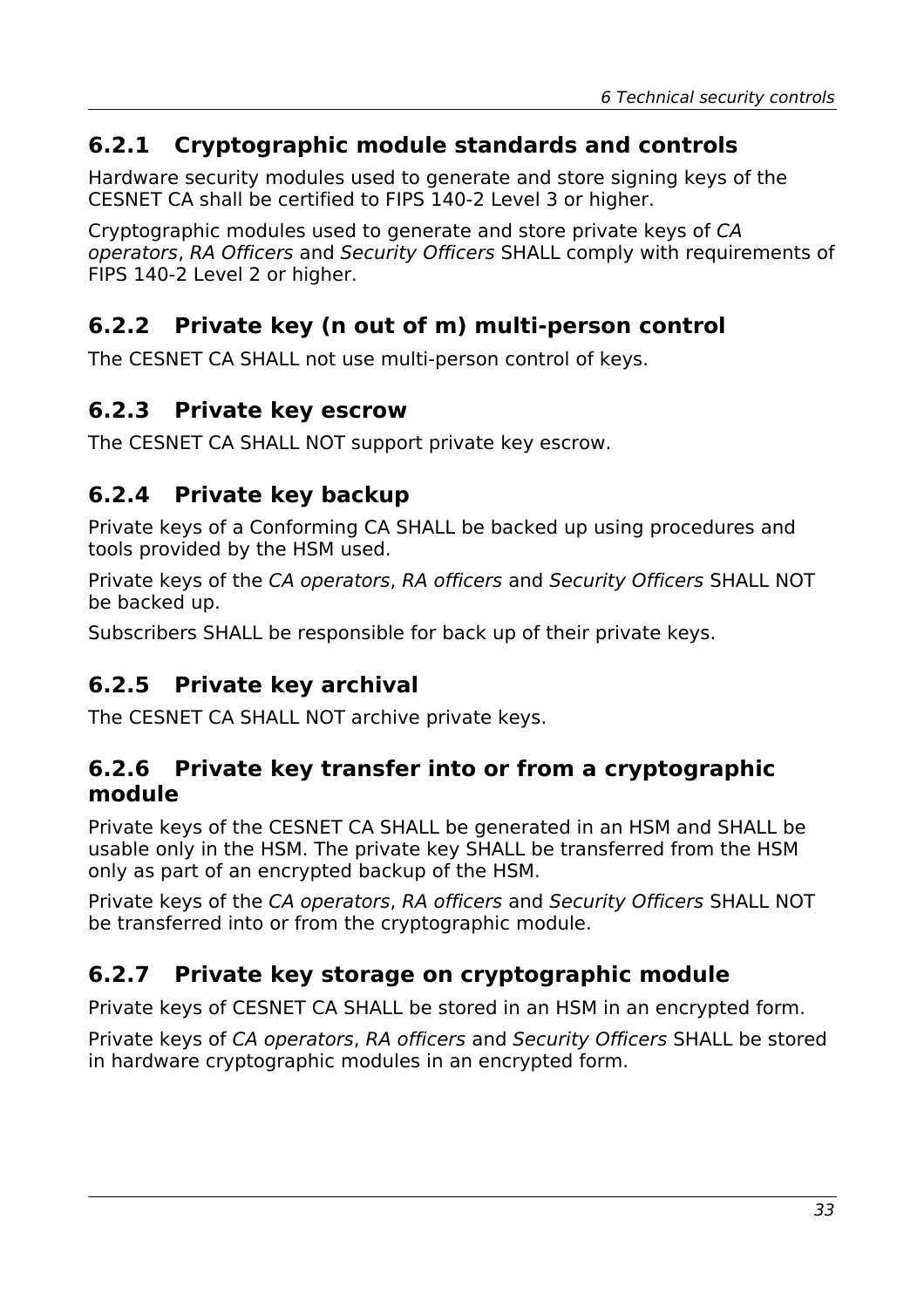### 6.2.1 Cryptographic module standards and controls

Hardware security modules used to generate and store signing keys of the CESNET CA shall be certified to FIPS 140-2 Level 3 or higher.

Cryptographic modules used to generate and store private keys of *CA operators*, *RA Officers* and *Security Officers* SHALL comply with requirements of FIPS 140-2 Level 2 or higher.

### 6.2.2 Private key (n out of m) multi-person control

The CESNET CA SHALL not use multi-person control of keys.

### 6.2.3 Private key escrow

The CESNET CA SHALL NOT support private key escrow.

### 6.2.4 Private key backup

Private keys of a Conforming CA SHALL be backed up using procedures and tools provided by the HSM used.

Private keys of the *CA operators*, *RA officers* and *Security Officers* SHALL NOT be backed up.

Subscribers SHALL be responsible for back up of their private keys.

### 6.2.5 Private key archival

The CESNET CA SHALL NOT archive private keys.

### 6.2.6 Private key transfer into or from a cryptographic module

Private keys of the CESNET CA SHALL be generated in an HSM and SHALL be usable only in the HSM. The private key SHALL be transferred from the HSM only as part of an encrypted backup of the HSM.

Private keys of the *CA operators*, *RA officers* and *Security Officers* SHALL NOT be transferred into or from the cryptographic module.

### 6.2.7 Private key storage on cryptographic module

Private keys of CESNET CA SHALL be stored in an HSM in an encrypted form.

Private keys of *CA operators*, *RA officers* and *Security Officers* SHALL be stored in hardware cryptographic modules in an encrypted form.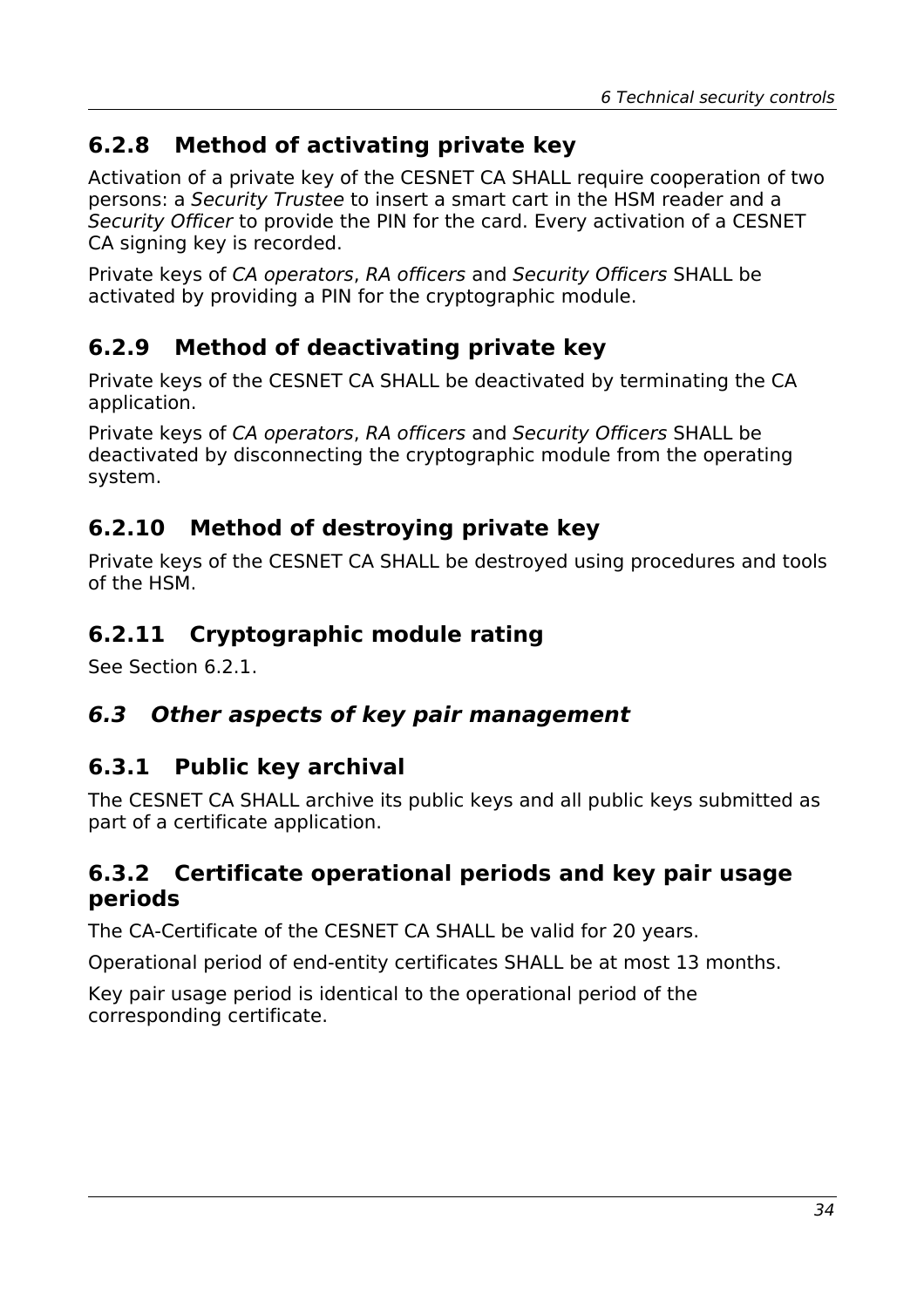### 6.2.8 Method of activating private key

Activation of a private key of the CESNET CA SHALL require cooperation of two persons: a *Security Trustee* to insert a smart cart in the HSM reader and a *Security Officer* to provide the PIN for the card. Every activation of a CESNET CA signing key is recorded.

Private keys of *CA operators*, *RA officers* and *Security Officers* SHALL be activated by providing a PIN for the cryptographic module.

### 6.2.9 Method of deactivating private key

Private keys of the CESNET CA SHALL be deactivated by terminating the CA application.

Private keys of *CA operators*, *RA officers* and *Security Officers* SHALL be deactivated by disconnecting the cryptographic module from the operating system.

### 6.2.10 Method of destroying private key

Private keys of the CESNET CA SHALL be destroyed using procedures and tools of the HSM.

### 6.2.11 Cryptographic module rating

See Section 6.2.1.

## *6.3 Other aspects of key pair management*

### 6.3.1 Public key archival

The CESNET CA SHALL archive its public keys and all public keys submitted as part of a certificate application.

### 6.3.2 Certificate operational periods and key pair usage periods

The CA-Certificate of the CESNET CA SHALL be valid for 20 years.

Operational period of end-entity certificates SHALL be at most 13 months.

Key pair usage period is identical to the operational period of the corresponding certificate.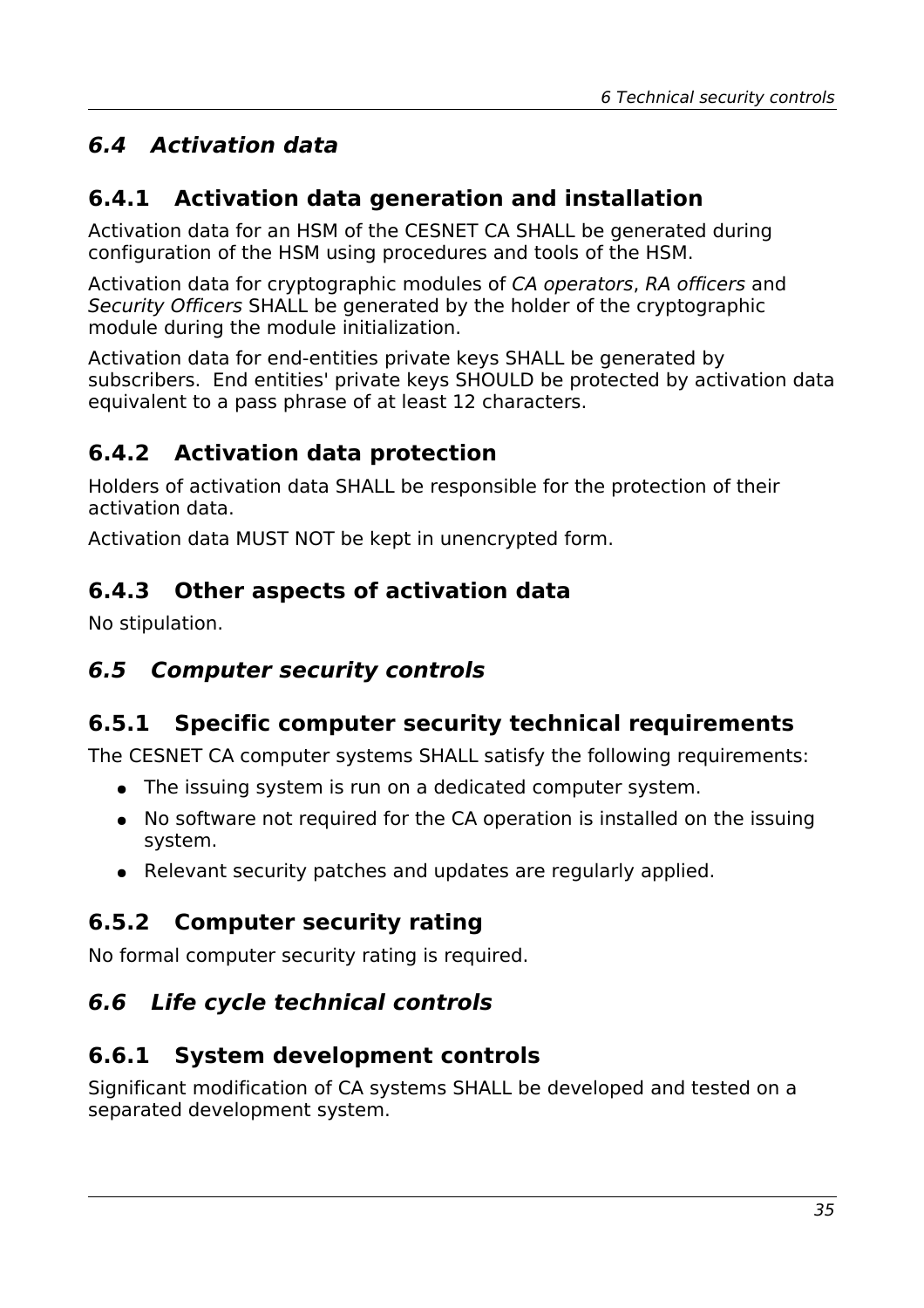## *6.4 Activation data*

### 6.4.1 Activation data generation and installation

Activation data for an HSM of the CESNET CA SHALL be generated during configuration of the HSM using procedures and tools of the HSM.

Activation data for cryptographic modules of *CA operators*, *RA officers* and *Security Officers* SHALL be generated by the holder of the cryptographic module during the module initialization.

Activation data for end-entities private keys SHALL be generated by subscribers. End entities' private keys SHOULD be protected by activation data equivalent to a pass phrase of at least 12 characters.

### 6.4.2 Activation data protection

Holders of activation data SHALL be responsible for the protection of their activation data.

Activation data MUST NOT be kept in unencrypted form.

### 6.4.3 Other aspects of activation data

No stipulation.

## *6.5 Computer security controls*

### 6.5.1 Specific computer security technical requirements

The CESNET CA computer systems SHALL satisfy the following requirements:

- The issuing system is run on a dedicated computer system.
- No software not required for the CA operation is installed on the issuing system.
- Relevant security patches and updates are regularly applied.

### 6.5.2 Computer security rating

No formal computer security rating is required.

## *6.6 Life cycle technical controls*

### 6.6.1 System development controls

Significant modification of CA systems SHALL be developed and tested on a separated development system.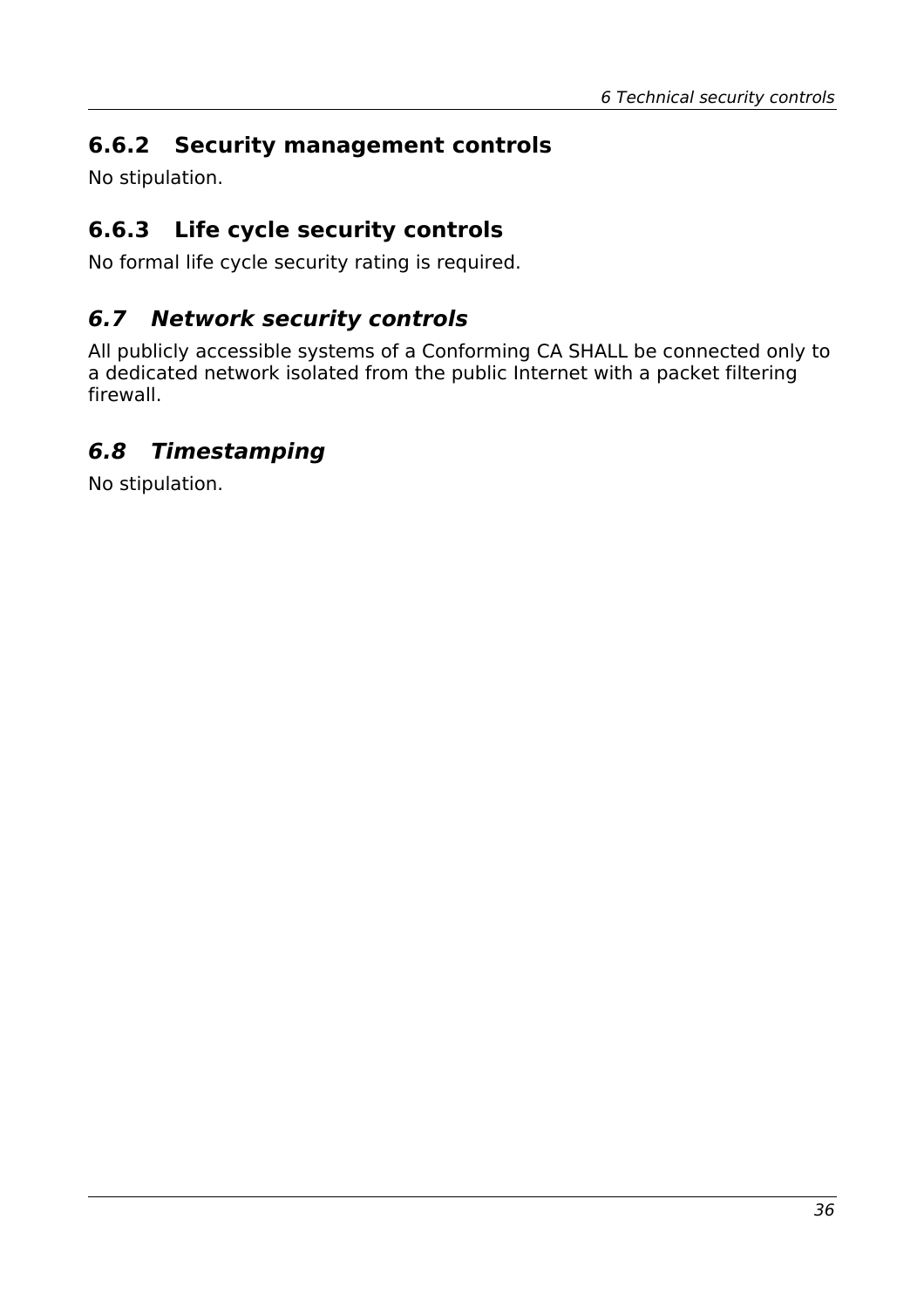### 6.6.2 Security management controls

No stipulation.

### 6.6.3 Life cycle security controls

No formal life cycle security rating is required.

## *6.7 Network security controls*

All publicly accessible systems of a Conforming CA SHALL be connected only to a dedicated network isolated from the public Internet with a packet filtering firewall.

## *6.8 Timestamping*

No stipulation.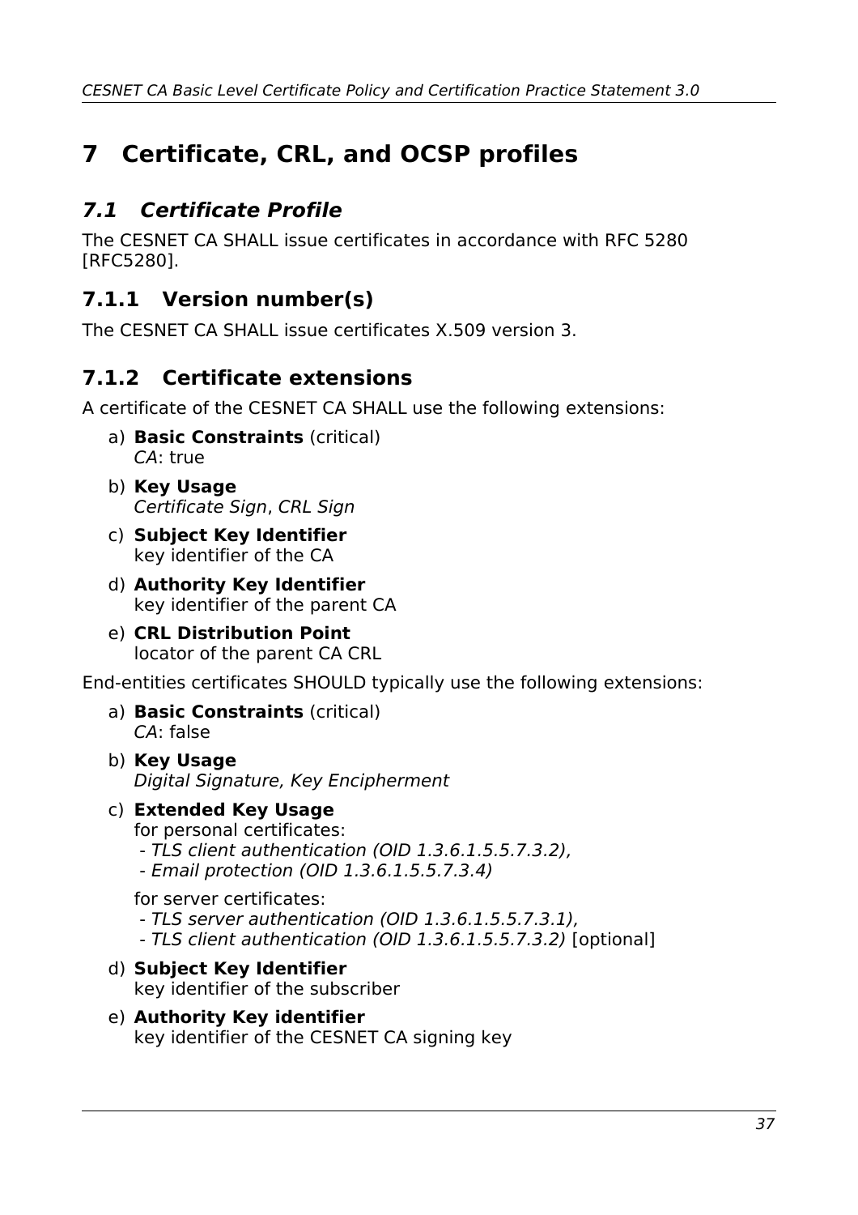# 7 Certificate, CRL, and OCSP profiles

## *7.1 Certificate Profile*

The CESNET CA SHALL issue certificates in accordance with RFC 5280 [RFC5280].

### 7.1.1 Version number(s)

The CESNET CA SHALL issue certificates X.509 version 3.

### 7.1.2 Certificate extensions

A certificate of the CESNET CA SHALL use the following extensions:

a) **Basic Constraints** (critical)
   *CA*: true
b) **Key Usage**
   *Certificate Sign*, *CRL Sign*
c) **Subject Key Identifier**
   key identifier of the CA
d) **Authority Key Identifier**
   key identifier of the parent CA
e) **CRL Distribution Point**
   locator of the parent CA CRL

End-entities certificates SHOULD typically use the following extensions:

a) **Basic Constraints** (critical)
   *CA*: false
b) **Key Usage**
   *Digital Signature, Key Encipherment*
c) **Extended Key Usage**
   for personal certificates:
   - *TLS client authentication (OID 1.3.6.1.5.5.7.3.2),*
   - *Email protection (OID 1.3.6.1.5.5.7.3.4)*

   for server certificates:
   - *TLS server authentication (OID 1.3.6.1.5.5.7.3.1),*
   - *TLS client authentication (OID 1.3.6.1.5.5.7.3.2)* [optional]
d) **Subject Key Identifier**
   key identifier of the subscriber
e) **Authority Key identifier**
   key identifier of the CESNET CA signing key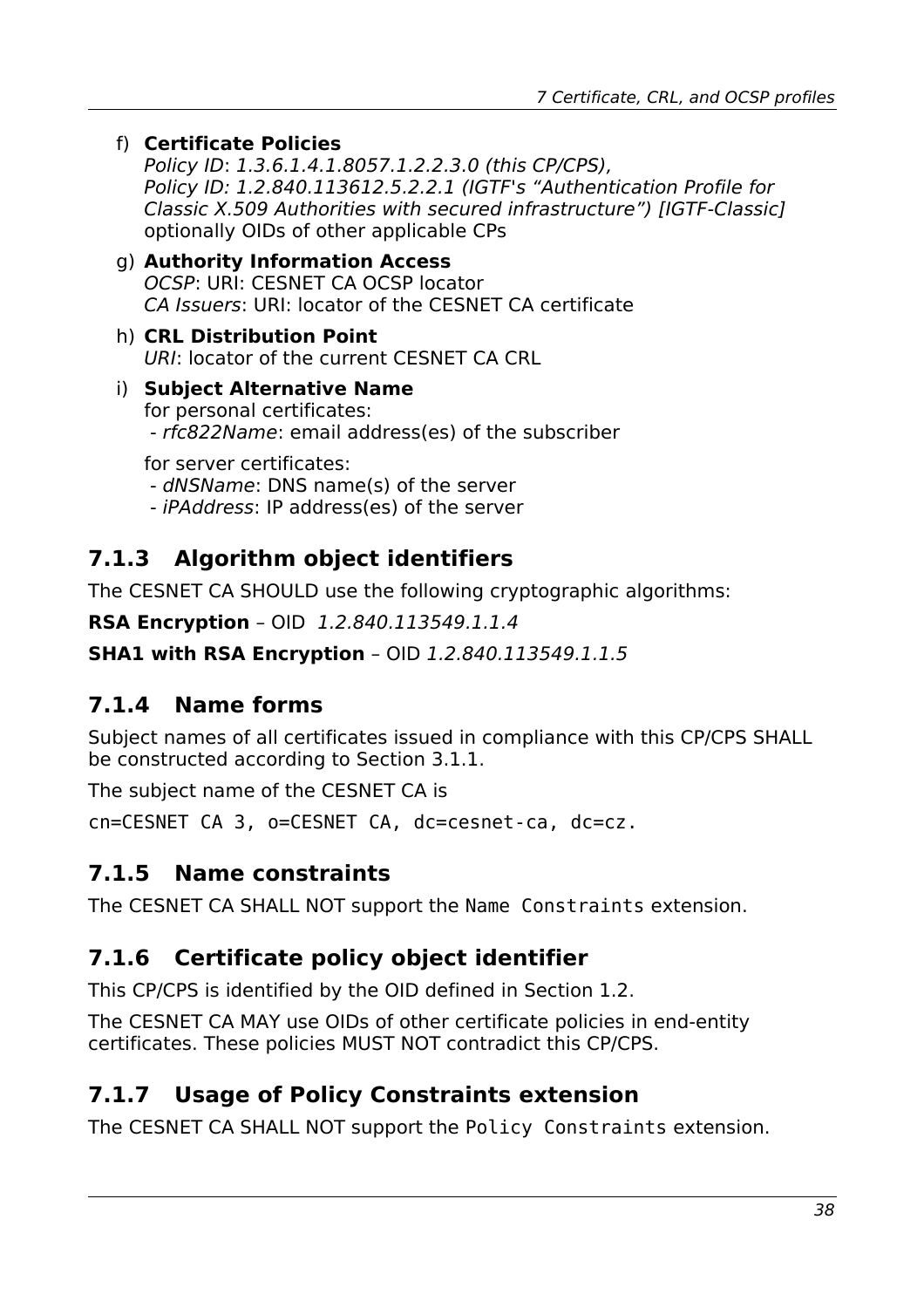f) **Certificate Policies**
   *Policy ID*: *1.3.6.1.4.1.8057.1.2.2.3.0 (this CP/CPS),*
   *Policy ID: 1.2.840.113612.5.2.2.1 (IGTF's "Authentication Profile for Classic X.509 Authorities with secured infrastructure") [IGTF-Classic]*
   optionally OIDs of other applicable CPs

g) **Authority Information Access**
   *OCSP*: URI: CESNET CA OCSP locator
   *CA Issuers*: URI: locator of the CESNET CA certificate

h) **CRL Distribution Point**
   *URI*: locator of the current CESNET CA CRL

i) **Subject Alternative Name**
   for personal certificates:
   - *rfc822Name*: email address(es) of the subscriber

   for server certificates:
   - *dNSName*: DNS name(s) of the server
   - *iPAddress*: IP address(es) of the server

### 7.1.3 Algorithm object identifiers

The CESNET CA SHOULD use the following cryptographic algorithms:

**RSA Encryption** – OID *1.2.840.113549.1.1.4*

**SHA1 with RSA Encryption** – OID *1.2.840.113549.1.1.5*

### 7.1.4 Name forms

Subject names of all certificates issued in compliance with this CP/CPS SHALL be constructed according to Section 3.1.1.

The subject name of the CESNET CA is

`cn=CESNET CA 3, o=CESNET CA, dc=cesnet-ca, dc=cz.`

### 7.1.5 Name constraints

The CESNET CA SHALL NOT support the `Name Constraints` extension.

### 7.1.6 Certificate policy object identifier

This CP/CPS is identified by the OID defined in Section 1.2.

The CESNET CA MAY use OIDs of other certificate policies in end-entity certificates. These policies MUST NOT contradict this CP/CPS.

### 7.1.7 Usage of Policy Constraints extension

The CESNET CA SHALL NOT support the `Policy Constraints` extension.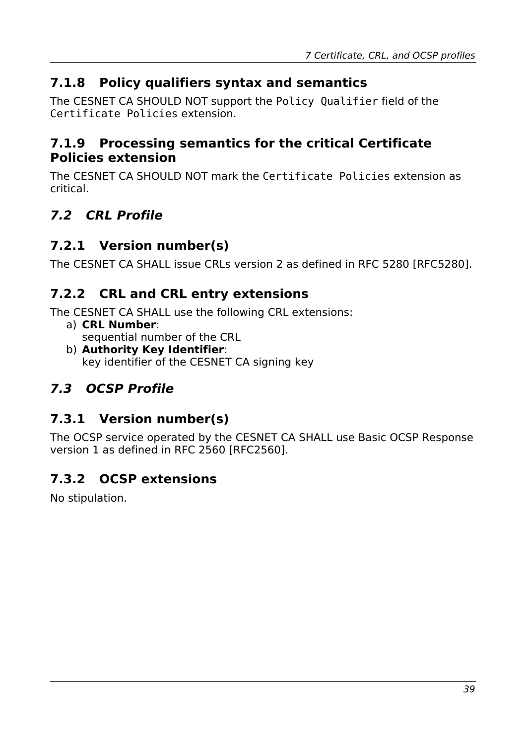### 7.1.8 Policy qualifiers syntax and semantics

The CESNET CA SHOULD NOT support the `Policy Qualifier` field of the `Certificate Policies` extension.

### 7.1.9 Processing semantics for the critical Certificate Policies extension

The CESNET CA SHOULD NOT mark the `Certificate Policies` extension as critical.

## *7.2 CRL Profile*

### 7.2.1 Version number(s)

The CESNET CA SHALL issue CRLs version 2 as defined in RFC 5280 [RFC5280].

### 7.2.2 CRL and CRL entry extensions

The CESNET CA SHALL use the following CRL extensions:

a) **CRL Number**:
   sequential number of the CRL
b) **Authority Key Identifier**:
   key identifier of the CESNET CA signing key

## *7.3 OCSP Profile*

### 7.3.1 Version number(s)

The OCSP service operated by the CESNET CA SHALL use Basic OCSP Response version 1 as defined in RFC 2560 [RFC2560].

### 7.3.2 OCSP extensions

No stipulation.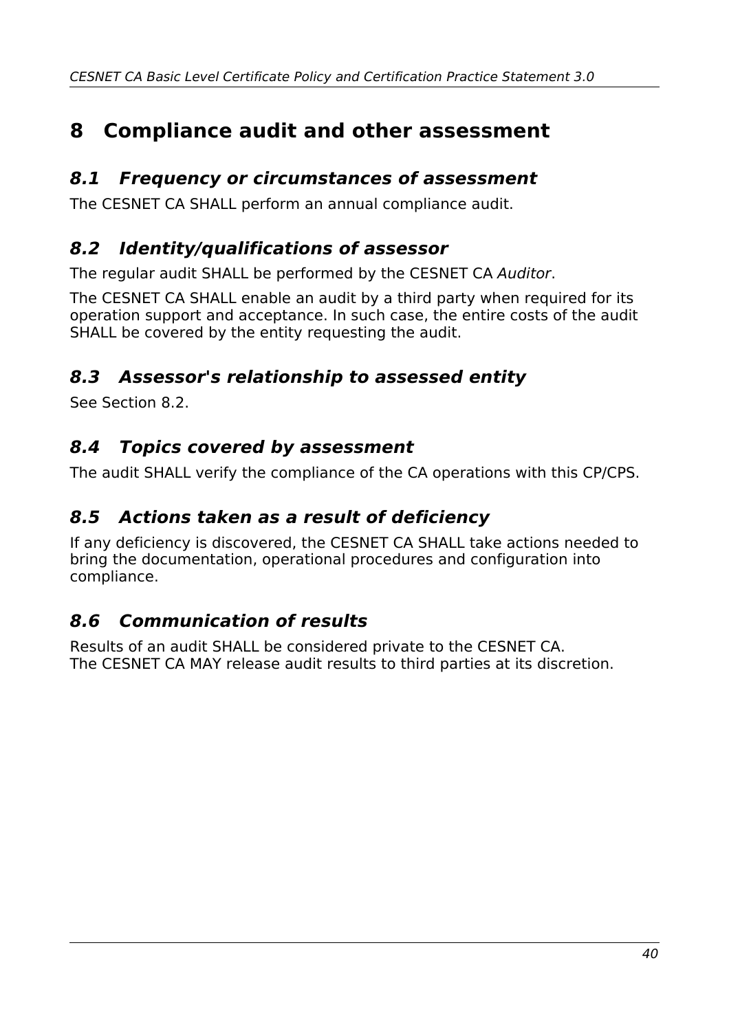# 8 Compliance audit and other assessment

## *8.1 Frequency or circumstances of assessment*

The CESNET CA SHALL perform an annual compliance audit.

## *8.2 Identity/qualifications of assessor*

The regular audit SHALL be performed by the CESNET CA *Auditor*.

The CESNET CA SHALL enable an audit by a third party when required for its operation support and acceptance. In such case, the entire costs of the audit SHALL be covered by the entity requesting the audit.

## *8.3 Assessor's relationship to assessed entity*

See Section 8.2.

## *8.4 Topics covered by assessment*

The audit SHALL verify the compliance of the CA operations with this CP/CPS.

## *8.5 Actions taken as a result of deficiency*

If any deficiency is discovered, the CESNET CA SHALL take actions needed to bring the documentation, operational procedures and configuration into compliance.

## *8.6 Communication of results*

Results of an audit SHALL be considered private to the CESNET CA.
The CESNET CA MAY release audit results to third parties at its discretion.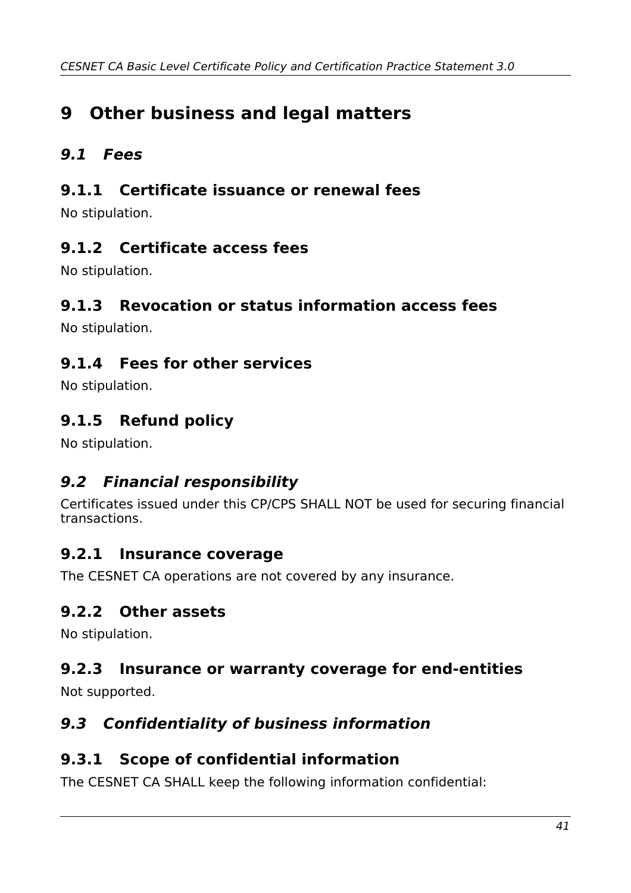# 9 Other business and legal matters

## *9.1 Fees*

### 9.1.1 Certificate issuance or renewal fees

No stipulation.

### 9.1.2 Certificate access fees

No stipulation.

### 9.1.3 Revocation or status information access fees

No stipulation.

### 9.1.4 Fees for other services

No stipulation.

### 9.1.5 Refund policy

No stipulation.

## *9.2 Financial responsibility*

Certificates issued under this CP/CPS SHALL NOT be used for securing financial transactions.

### 9.2.1 Insurance coverage

The CESNET CA operations are not covered by any insurance.

### 9.2.2 Other assets

No stipulation.

### 9.2.3 Insurance or warranty coverage for end-entities

Not supported.

## *9.3 Confidentiality of business information*

### 9.3.1 Scope of confidential information

The CESNET CA SHALL keep the following information confidential: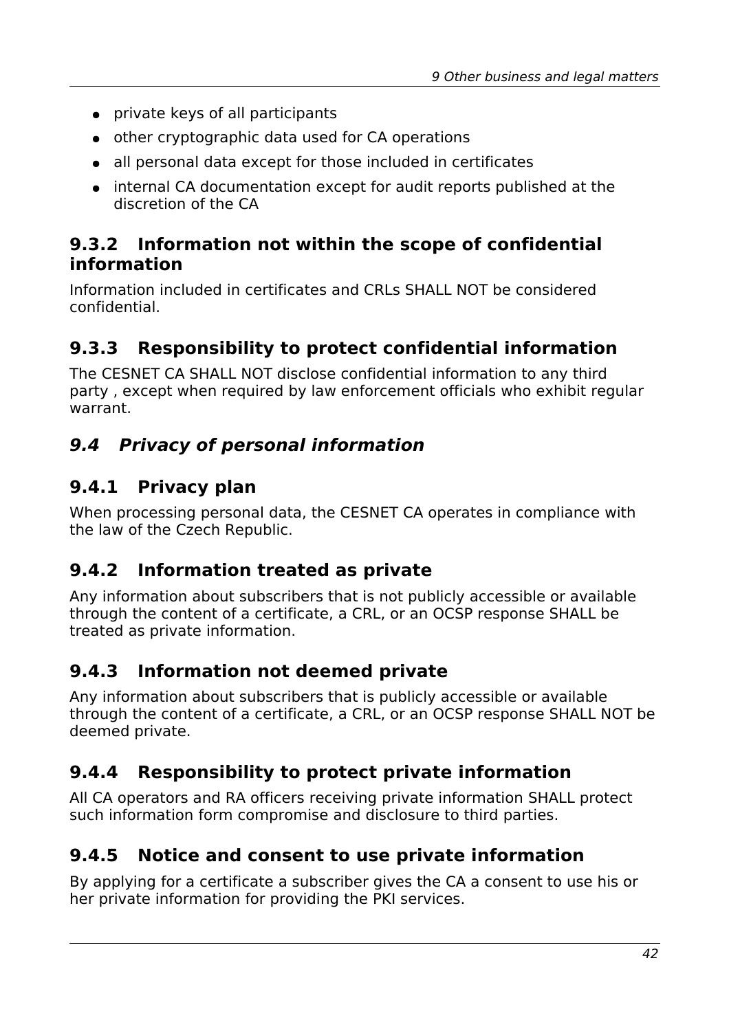- private keys of all participants
- other cryptographic data used for CA operations
- all personal data except for those included in certificates
- internal CA documentation except for audit reports published at the discretion of the CA

### 9.3.2 Information not within the scope of confidential information

Information included in certificates and CRLs SHALL NOT be considered confidential.

### 9.3.3 Responsibility to protect confidential information

The CESNET CA SHALL NOT disclose confidential information to any third party , except when required by law enforcement officials who exhibit regular warrant.

## *9.4 Privacy of personal information*

### 9.4.1 Privacy plan

When processing personal data, the CESNET CA operates in compliance with the law of the Czech Republic.

### 9.4.2 Information treated as private

Any information about subscribers that is not publicly accessible or available through the content of a certificate, a CRL, or an OCSP response SHALL be treated as private information.

### 9.4.3 Information not deemed private

Any information about subscribers that is publicly accessible or available through the content of a certificate, a CRL, or an OCSP response SHALL NOT be deemed private.

### 9.4.4 Responsibility to protect private information

All CA operators and RA officers receiving private information SHALL protect such information form compromise and disclosure to third parties.

### 9.4.5 Notice and consent to use private information

By applying for a certificate a subscriber gives the CA a consent to use his or her private information for providing the PKI services.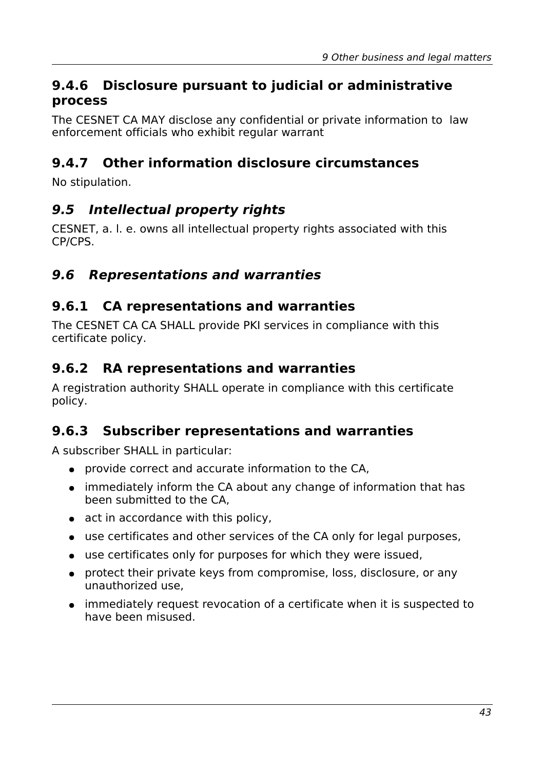### 9.4.6 Disclosure pursuant to judicial or administrative process

The CESNET CA MAY disclose any confidential or private information to law enforcement officials who exhibit regular warrant

### 9.4.7 Other information disclosure circumstances

No stipulation.

## *9.5 Intellectual property rights*

CESNET, a. l. e. owns all intellectual property rights associated with this CP/CPS.

## *9.6 Representations and warranties*

### 9.6.1 CA representations and warranties

The CESNET CA CA SHALL provide PKI services in compliance with this certificate policy.

### 9.6.2 RA representations and warranties

A registration authority SHALL operate in compliance with this certificate policy.

### 9.6.3 Subscriber representations and warranties

A subscriber SHALL in particular:

- provide correct and accurate information to the CA,
- immediately inform the CA about any change of information that has been submitted to the CA,
- act in accordance with this policy,
- use certificates and other services of the CA only for legal purposes,
- use certificates only for purposes for which they were issued,
- protect their private keys from compromise, loss, disclosure, or any unauthorized use,
- immediately request revocation of a certificate when it is suspected to have been misused.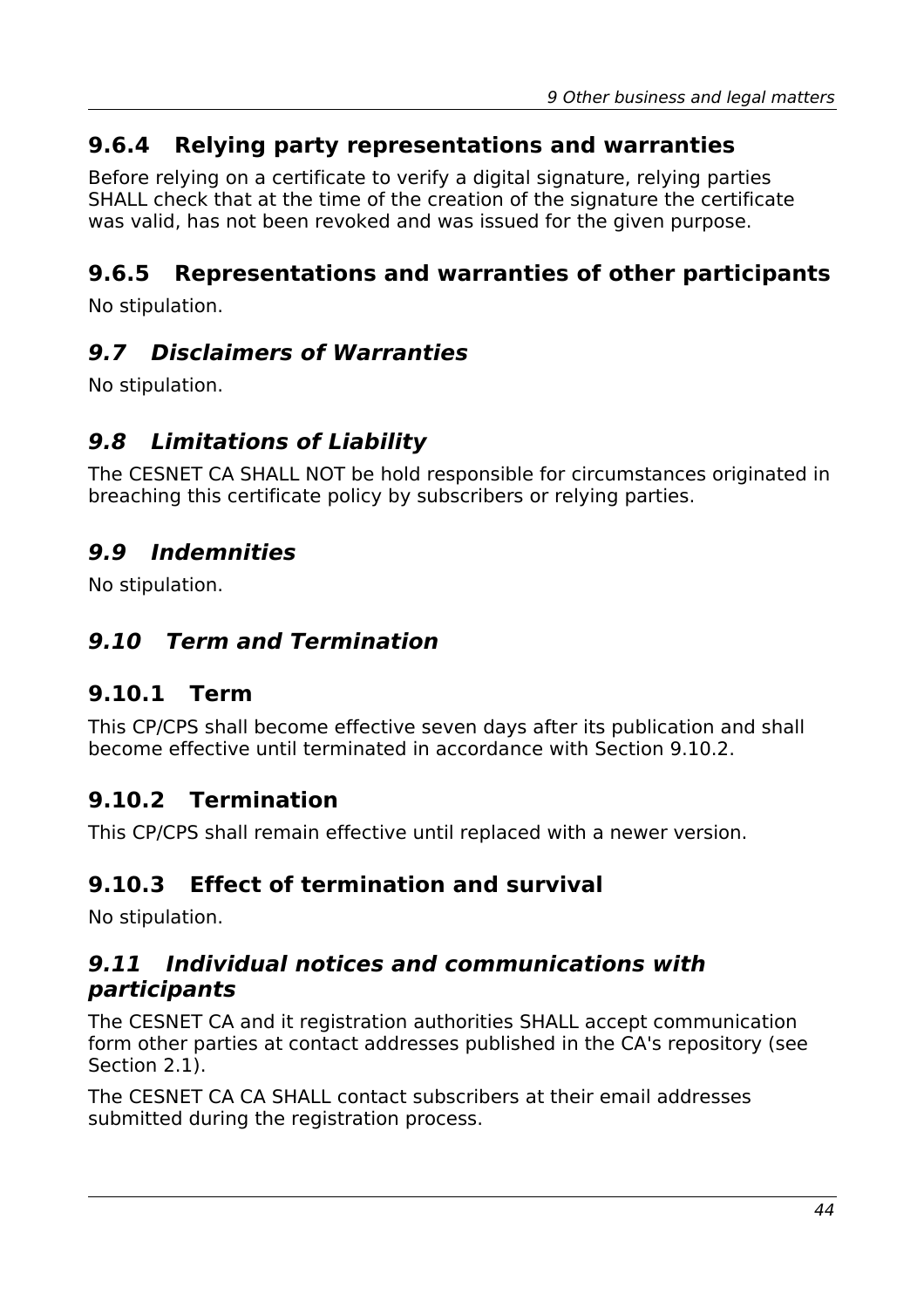### 9.6.4 Relying party representations and warranties

Before relying on a certificate to verify a digital signature, relying parties SHALL check that at the time of the creation of the signature the certificate was valid, has not been revoked and was issued for the given purpose.

### 9.6.5 Representations and warranties of other participants

No stipulation.

## *9.7 Disclaimers of Warranties*

No stipulation.

## *9.8 Limitations of Liability*

The CESNET CA SHALL NOT be hold responsible for circumstances originated in breaching this certificate policy by subscribers or relying parties.

## *9.9 Indemnities*

No stipulation.

## *9.10 Term and Termination*

### 9.10.1 Term

This CP/CPS shall become effective seven days after its publication and shall become effective until terminated in accordance with Section 9.10.2.

### 9.10.2 Termination

This CP/CPS shall remain effective until replaced with a newer version.

### 9.10.3 Effect of termination and survival

No stipulation.

## *9.11 Individual notices and communications with participants*

The CESNET CA and it registration authorities SHALL accept communication form other parties at contact addresses published in the CA's repository (see Section 2.1).

The CESNET CA CA SHALL contact subscribers at their email addresses submitted during the registration process.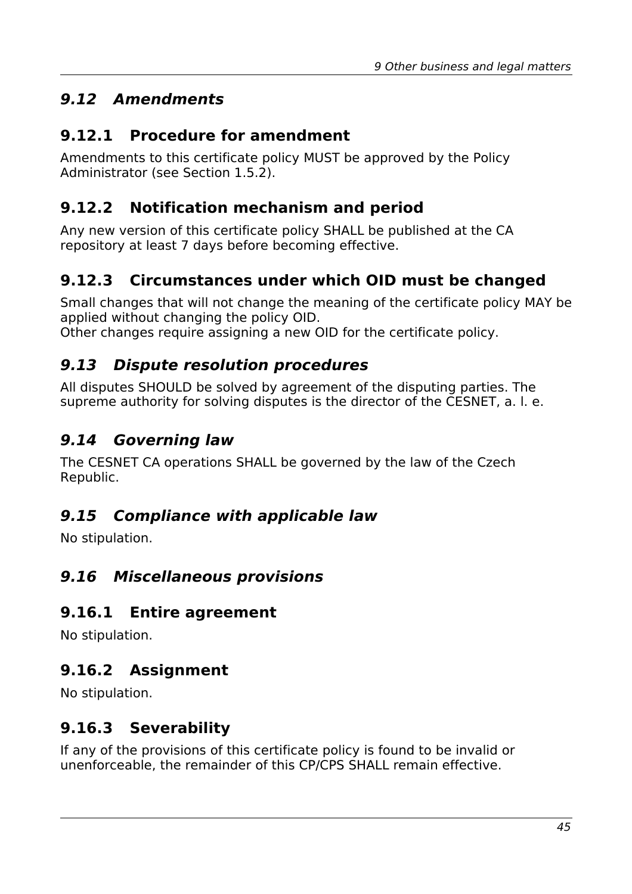## *9.12 Amendments*

### 9.12.1 Procedure for amendment

Amendments to this certificate policy MUST be approved by the Policy Administrator (see Section 1.5.2).

### 9.12.2 Notification mechanism and period

Any new version of this certificate policy SHALL be published at the CA repository at least 7 days before becoming effective.

### 9.12.3 Circumstances under which OID must be changed

Small changes that will not change the meaning of the certificate policy MAY be applied without changing the policy OID.
Other changes require assigning a new OID for the certificate policy.

## *9.13 Dispute resolution procedures*

All disputes SHOULD be solved by agreement of the disputing parties. The supreme authority for solving disputes is the director of the CESNET, a. l. e.

## *9.14 Governing law*

The CESNET CA operations SHALL be governed by the law of the Czech Republic.

## *9.15 Compliance with applicable law*

No stipulation.

## *9.16 Miscellaneous provisions*

### 9.16.1 Entire agreement

No stipulation.

### 9.16.2 Assignment

No stipulation.

### 9.16.3 Severability

If any of the provisions of this certificate policy is found to be invalid or unenforceable, the remainder of this CP/CPS SHALL remain effective.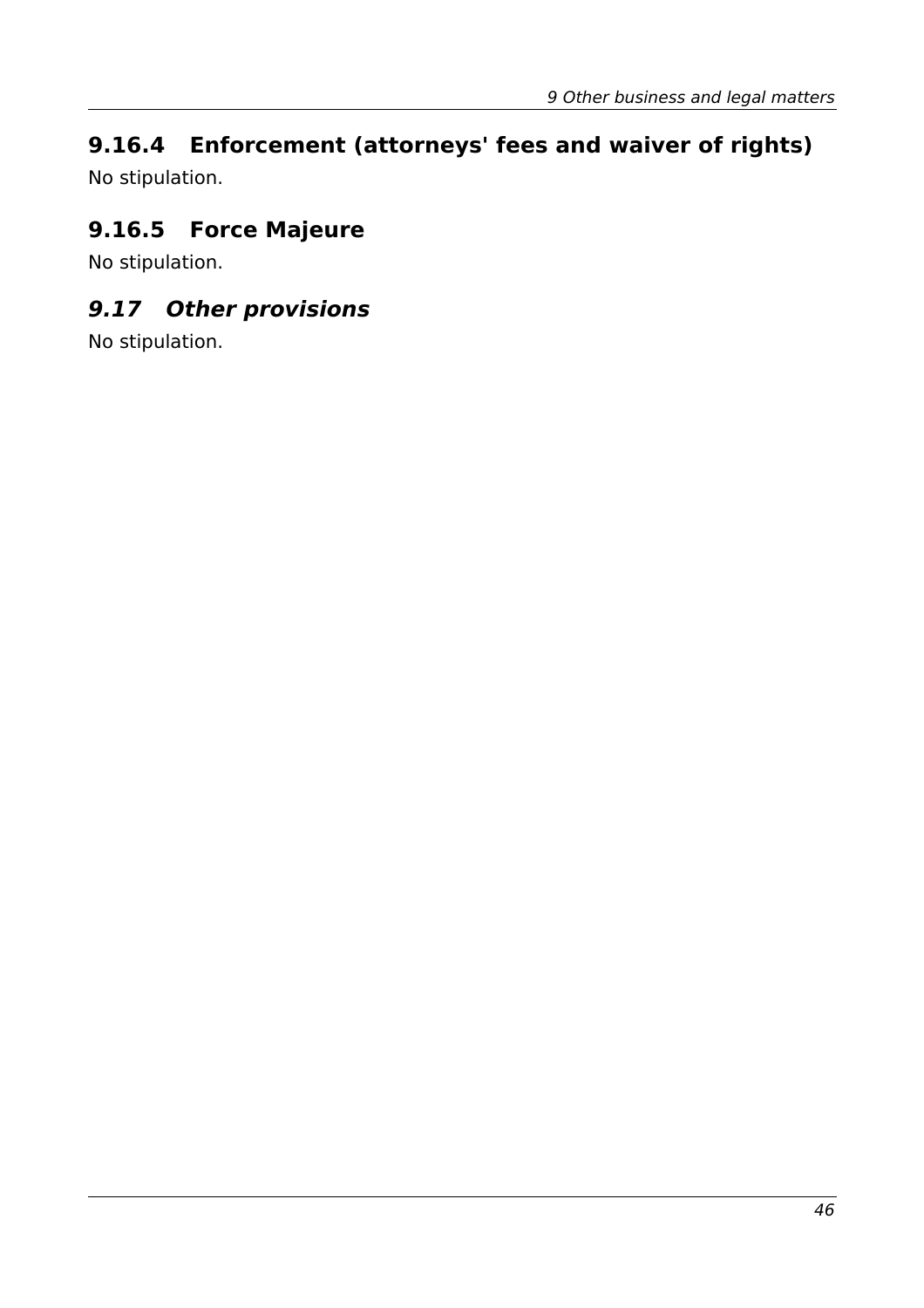### 9.16.4 Enforcement (attorneys' fees and waiver of rights)

No stipulation.

### 9.16.5 Force Majeure

No stipulation.

## *9.17 Other provisions*

No stipulation.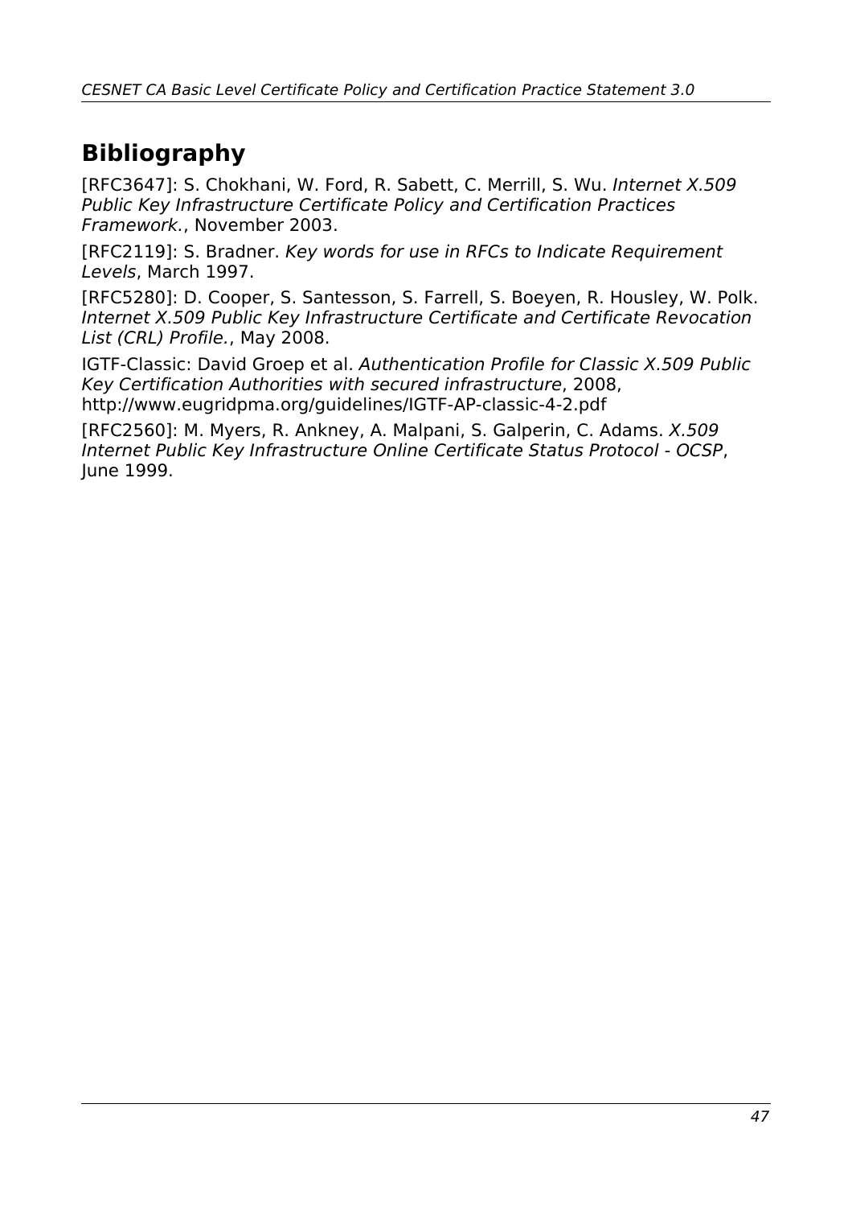# Bibliography

[RFC3647]: S. Chokhani, W. Ford, R. Sabett, C. Merrill, S. Wu. *Internet X.509 Public Key Infrastructure Certificate Policy and Certification Practices Framework.*, November 2003.

[RFC2119]: S. Bradner. *Key words for use in RFCs to Indicate Requirement Levels*, March 1997.

[RFC5280]: D. Cooper, S. Santesson, S. Farrell, S. Boeyen, R. Housley, W. Polk. *Internet X.509 Public Key Infrastructure Certificate and Certificate Revocation List (CRL) Profile.*, May 2008.

IGTF-Classic: David Groep et al. *Authentication Profile for Classic X.509 Public Key Certification Authorities with secured infrastructure*, 2008, http://www.eugridpma.org/guidelines/IGTF-AP-classic-4-2.pdf

[RFC2560]: M. Myers, R. Ankney, A. Malpani, S. Galperin, C. Adams. *X.509 Internet Public Key Infrastructure Online Certificate Status Protocol - OCSP*, June 1999.